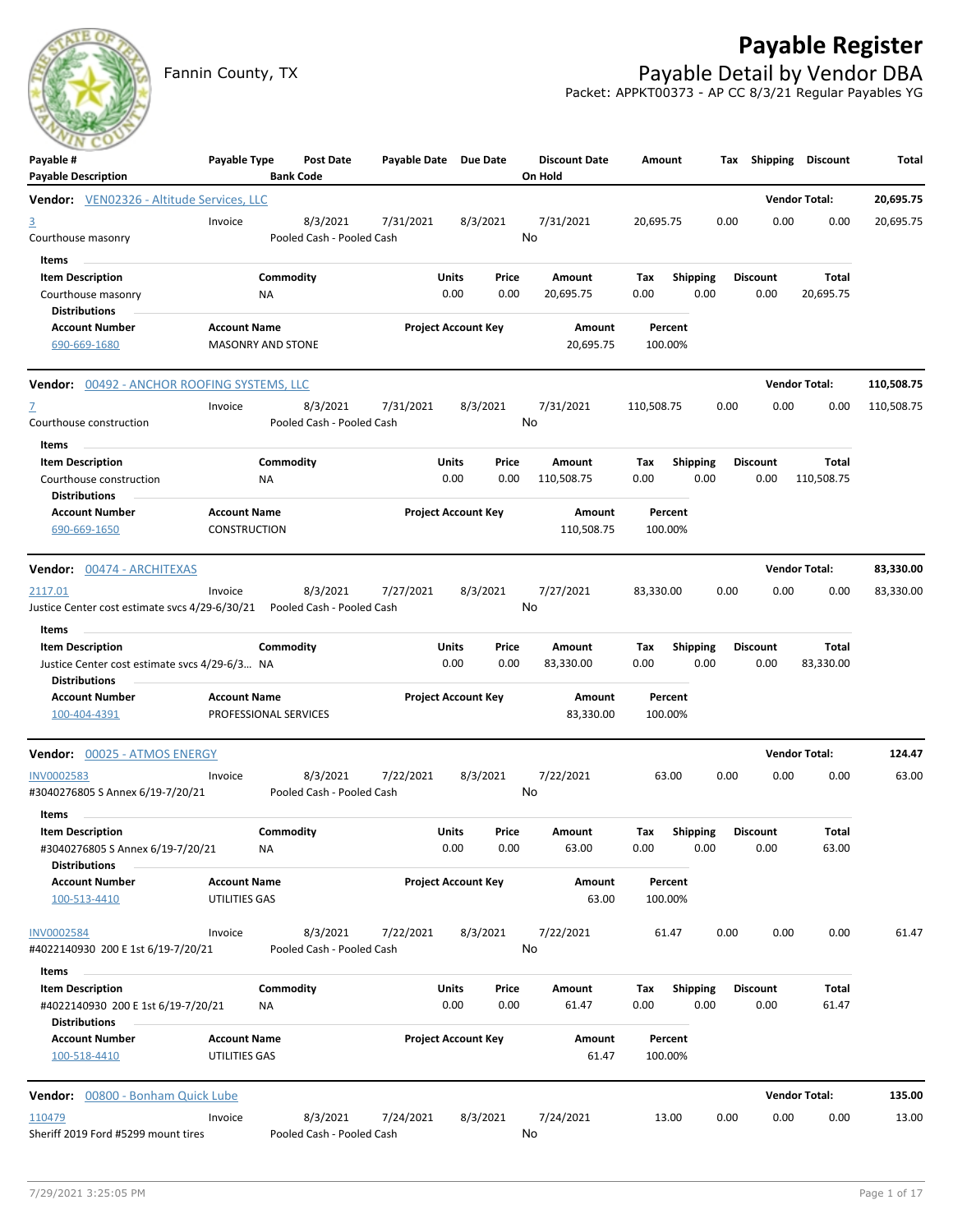# Payable Register

Fannin County, TX

## Payable Detail by Vendor DBA

Packet: APPKT00373 - AP CC 8/3/21 Regular Payables YG

| Payable # / Payable Description | Payable Type | Post Date / Bank Code | Payable Date | Due Date | Discount Date / On Hold | Amount | Tax | Shipping | Discount | Total |
|---|---|---|---|---|---|---|---|---|---|---|

**Vendor: VEN02326 - Altitude Services, LLC** — Vendor Total: **20,695.75**

| Payable # | Payable Type | Post Date | Payable Date | Due Date | Discount Date | Amount | Tax | Shipping | Discount | Total |
|---|---|---|---|---|---|---|---|---|---|---|
| 3 | Invoice | 8/3/2021 | 7/31/2021 | 8/3/2021 | 7/31/2021 | 20,695.75 | 0.00 | 0.00 | 0.00 | 20,695.75 |

Courthouse masonry — Pooled Cash - Pooled Cash — On Hold: No

Items

| Item Description | Commodity | Units | Price | Amount | Tax | Shipping | Discount | Total |
|---|---|---|---|---|---|---|---|---|
| Courthouse masonry | NA | 0.00 | 0.00 | 20,695.75 | 0.00 | 0.00 | 0.00 | 20,695.75 |

Distributions

| Account Number | Account Name | Project Account Key | Amount | Percent |
|---|---|---|---|---|
| 690-669-1680 | MASONRY AND STONE | | 20,695.75 | 100.00% |

**Vendor: 00492 - ANCHOR ROOFING SYSTEMS, LLC** — Vendor Total: **110,508.75**

| Payable # | Payable Type | Post Date | Payable Date | Due Date | Discount Date | Amount | Tax | Shipping | Discount | Total |
|---|---|---|---|---|---|---|---|---|---|---|
| 7 | Invoice | 8/3/2021 | 7/31/2021 | 8/3/2021 | 7/31/2021 | 110,508.75 | 0.00 | 0.00 | 0.00 | 110,508.75 |

Courthouse construction — Pooled Cash - Pooled Cash — On Hold: No

Items

| Item Description | Commodity | Units | Price | Amount | Tax | Shipping | Discount | Total |
|---|---|---|---|---|---|---|---|---|
| Courthouse construction | NA | 0.00 | 0.00 | 110,508.75 | 0.00 | 0.00 | 0.00 | 110,508.75 |

Distributions

| Account Number | Account Name | Project Account Key | Amount | Percent |
|---|---|---|---|---|
| 690-669-1650 | CONSTRUCTION | | 110,508.75 | 100.00% |

**Vendor: 00474 - ARCHITEXAS** — Vendor Total: **83,330.00**

| Payable # | Payable Type | Post Date | Payable Date | Due Date | Discount Date | Amount | Tax | Shipping | Discount | Total |
|---|---|---|---|---|---|---|---|---|---|---|
| 2117.01 | Invoice | 8/3/2021 | 7/27/2021 | 8/3/2021 | 7/27/2021 | 83,330.00 | 0.00 | 0.00 | 0.00 | 83,330.00 |

Justice Center cost estimate svcs 4/29-6/30/21 — Pooled Cash - Pooled Cash — On Hold: No

Items

| Item Description | Commodity | Units | Price | Amount | Tax | Shipping | Discount | Total |
|---|---|---|---|---|---|---|---|---|
| Justice Center cost estimate svcs 4/29-6/3… | NA | 0.00 | 0.00 | 83,330.00 | 0.00 | 0.00 | 0.00 | 83,330.00 |

Distributions

| Account Number | Account Name | Project Account Key | Amount | Percent |
|---|---|---|---|---|
| 100-404-4391 | PROFESSIONAL SERVICES | | 83,330.00 | 100.00% |

**Vendor: 00025 - ATMOS ENERGY** — Vendor Total: **124.47**

| Payable # | Payable Type | Post Date | Payable Date | Due Date | Discount Date | Amount | Tax | Shipping | Discount | Total |
|---|---|---|---|---|---|---|---|---|---|---|
| INV0002583 | Invoice | 8/3/2021 | 7/22/2021 | 8/3/2021 | 7/22/2021 | 63.00 | 0.00 | 0.00 | 0.00 | 63.00 |

#3040276805 S Annex 6/19-7/20/21 — Pooled Cash - Pooled Cash — On Hold: No

Items

| Item Description | Commodity | Units | Price | Amount | Tax | Shipping | Discount | Total |
|---|---|---|---|---|---|---|---|---|
| #3040276805 S Annex 6/19-7/20/21 | NA | 0.00 | 0.00 | 63.00 | 0.00 | 0.00 | 0.00 | 63.00 |

Distributions

| Account Number | Account Name | Project Account Key | Amount | Percent |
|---|---|---|---|---|
| 100-513-4410 | UTILITIES GAS | | 63.00 | 100.00% |

| Payable # | Payable Type | Post Date | Payable Date | Due Date | Discount Date | Amount | Tax | Shipping | Discount | Total |
|---|---|---|---|---|---|---|---|---|---|---|
| INV0002584 | Invoice | 8/3/2021 | 7/22/2021 | 8/3/2021 | 7/22/2021 | 61.47 | 0.00 | 0.00 | 0.00 | 61.47 |

#4022140930 200 E 1st 6/19-7/20/21 — Pooled Cash - Pooled Cash — On Hold: No

Items

| Item Description | Commodity | Units | Price | Amount | Tax | Shipping | Discount | Total |
|---|---|---|---|---|---|---|---|---|
| #4022140930 200 E 1st 6/19-7/20/21 | NA | 0.00 | 0.00 | 61.47 | 0.00 | 0.00 | 0.00 | 61.47 |

Distributions

| Account Number | Account Name | Project Account Key | Amount | Percent |
|---|---|---|---|---|
| 100-518-4410 | UTILITIES GAS | | 61.47 | 100.00% |

**Vendor: 00800 - Bonham Quick Lube** — Vendor Total: **135.00**

| Payable # | Payable Type | Post Date | Payable Date | Due Date | Discount Date | Amount | Tax | Shipping | Discount | Total |
|---|---|---|---|---|---|---|---|---|---|---|
| 110479 | Invoice | 8/3/2021 | 7/24/2021 | 8/3/2021 | 7/24/2021 | 13.00 | 0.00 | 0.00 | 0.00 | 13.00 |

Sheriff 2019 Ford #5299 mount tires — Pooled Cash - Pooled Cash — On Hold: No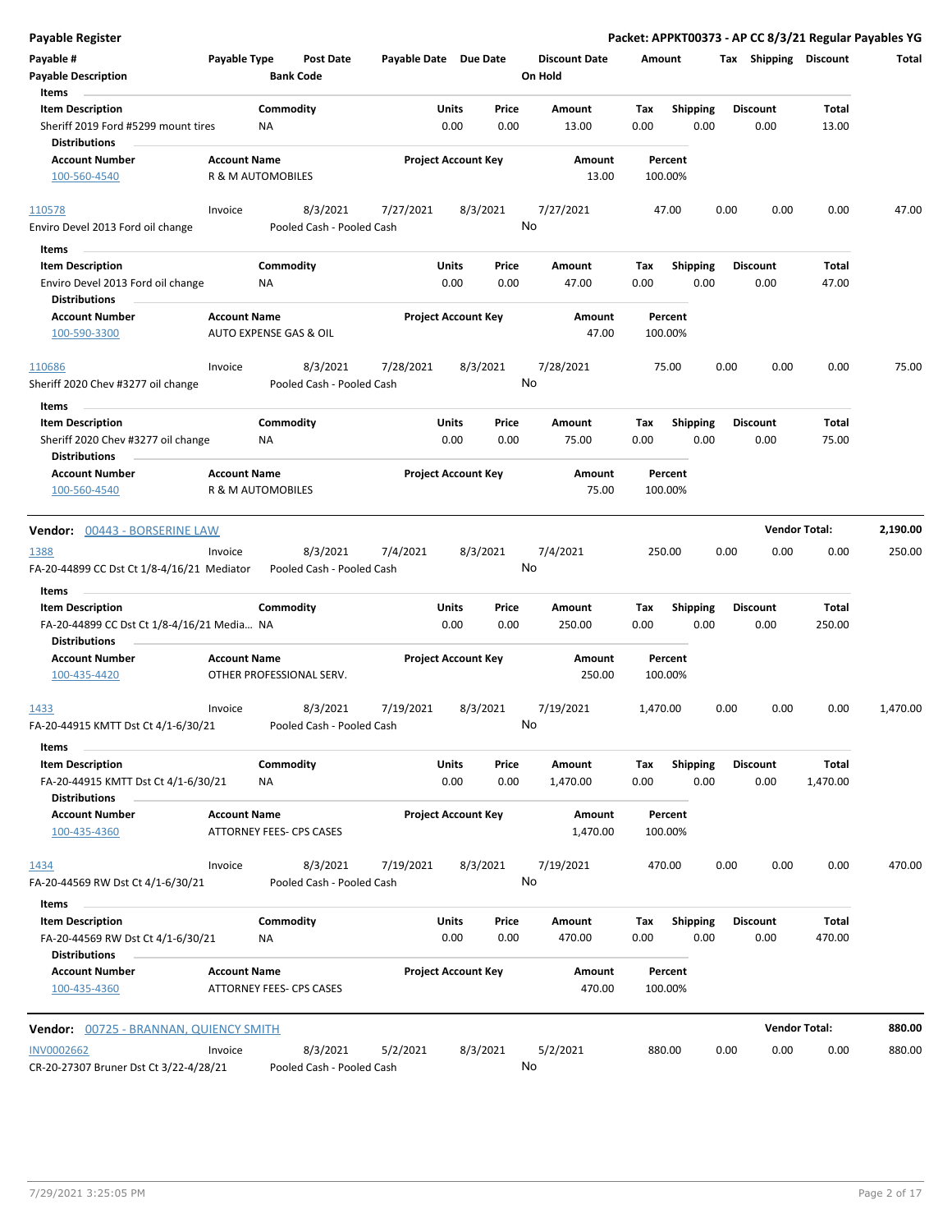**Payable Register** — **Packet: APPKT00373 - AP CC 8/3/21 Regular Payables YG**

| Payable # | Payable Type | Post Date | Payable Date | Due Date | Discount Date | Amount | Tax | Shipping | Discount | Total |
|---|---|---|---|---|---|---|---|---|---|---|
| Payable Description | | Bank Code | | | On Hold | | | | | |

Items

| Item Description | Commodity | Units | Price | Amount | Tax | Shipping | Discount | Total |
|---|---|---|---|---|---|---|---|---|
| Sheriff 2019 Ford #5299 mount tires | NA | 0.00 | 0.00 | 13.00 | 0.00 | 0.00 | 0.00 | 13.00 |

Distributions

| Account Number | Account Name | Project Account Key | Amount | Percent |
|---|---|---|---|---|
| 100-560-4540 | R & M AUTOMOBILES | | 13.00 | 100.00% |

| Payable # | Payable Type | Post Date | Payable Date | Due Date | Discount Date | Amount | Tax | Shipping | Discount | Total |
|---|---|---|---|---|---|---|---|---|---|---|
| 110578 | Invoice | 8/3/2021 | 7/27/2021 | 8/3/2021 | 7/27/2021 | 47.00 | 0.00 | 0.00 | 0.00 | 47.00 |
| Enviro Devel 2013 Ford oil change | | Pooled Cash - Pooled Cash | | | No | | | | | |

Items

| Item Description | Commodity | Units | Price | Amount | Tax | Shipping | Discount | Total |
|---|---|---|---|---|---|---|---|---|
| Enviro Devel 2013 Ford oil change | NA | 0.00 | 0.00 | 47.00 | 0.00 | 0.00 | 0.00 | 47.00 |

Distributions

| Account Number | Account Name | Project Account Key | Amount | Percent |
|---|---|---|---|---|
| 100-590-3300 | AUTO EXPENSE GAS & OIL | | 47.00 | 100.00% |

| Payable # | Payable Type | Post Date | Payable Date | Due Date | Discount Date | Amount | Tax | Shipping | Discount | Total |
|---|---|---|---|---|---|---|---|---|---|---|
| 110686 | Invoice | 8/3/2021 | 7/28/2021 | 8/3/2021 | 7/28/2021 | 75.00 | 0.00 | 0.00 | 0.00 | 75.00 |
| Sheriff 2020 Chev #3277 oil change | | Pooled Cash - Pooled Cash | | | No | | | | | |

Items

| Item Description | Commodity | Units | Price | Amount | Tax | Shipping | Discount | Total |
|---|---|---|---|---|---|---|---|---|
| Sheriff 2020 Chev #3277 oil change | NA | 0.00 | 0.00 | 75.00 | 0.00 | 0.00 | 0.00 | 75.00 |

Distributions

| Account Number | Account Name | Project Account Key | Amount | Percent |
|---|---|---|---|---|
| 100-560-4540 | R & M AUTOMOBILES | | 75.00 | 100.00% |

**Vendor: 00443 - BORSERINE LAW** — **Vendor Total: 2,190.00**

| Payable # | Payable Type | Post Date | Payable Date | Due Date | Discount Date | Amount | Tax | Shipping | Discount | Total |
|---|---|---|---|---|---|---|---|---|---|---|
| 1388 | Invoice | 8/3/2021 | 7/4/2021 | 8/3/2021 | 7/4/2021 | 250.00 | 0.00 | 0.00 | 0.00 | 250.00 |
| FA-20-44899 CC Dst Ct 1/8-4/16/21 Mediator | | Pooled Cash - Pooled Cash | | | No | | | | | |

Items

| Item Description | Commodity | Units | Price | Amount | Tax | Shipping | Discount | Total |
|---|---|---|---|---|---|---|---|---|
| FA-20-44899 CC Dst Ct 1/8-4/16/21 Media... | NA | 0.00 | 0.00 | 250.00 | 0.00 | 0.00 | 0.00 | 250.00 |

Distributions

| Account Number | Account Name | Project Account Key | Amount | Percent |
|---|---|---|---|---|
| 100-435-4420 | OTHER PROFESSIONAL SERV. | | 250.00 | 100.00% |

| Payable # | Payable Type | Post Date | Payable Date | Due Date | Discount Date | Amount | Tax | Shipping | Discount | Total |
|---|---|---|---|---|---|---|---|---|---|---|
| 1433 | Invoice | 8/3/2021 | 7/19/2021 | 8/3/2021 | 7/19/2021 | 1,470.00 | 0.00 | 0.00 | 0.00 | 1,470.00 |
| FA-20-44915 KMTT Dst Ct 4/1-6/30/21 | | Pooled Cash - Pooled Cash | | | No | | | | | |

Items

| Item Description | Commodity | Units | Price | Amount | Tax | Shipping | Discount | Total |
|---|---|---|---|---|---|---|---|---|
| FA-20-44915 KMTT Dst Ct 4/1-6/30/21 | NA | 0.00 | 0.00 | 1,470.00 | 0.00 | 0.00 | 0.00 | 1,470.00 |

Distributions

| Account Number | Account Name | Project Account Key | Amount | Percent |
|---|---|---|---|---|
| 100-435-4360 | ATTORNEY FEES- CPS CASES | | 1,470.00 | 100.00% |

| Payable # | Payable Type | Post Date | Payable Date | Due Date | Discount Date | Amount | Tax | Shipping | Discount | Total |
|---|---|---|---|---|---|---|---|---|---|---|
| 1434 | Invoice | 8/3/2021 | 7/19/2021 | 8/3/2021 | 7/19/2021 | 470.00 | 0.00 | 0.00 | 0.00 | 470.00 |
| FA-20-44569 RW Dst Ct 4/1-6/30/21 | | Pooled Cash - Pooled Cash | | | No | | | | | |

Items

| Item Description | Commodity | Units | Price | Amount | Tax | Shipping | Discount | Total |
|---|---|---|---|---|---|---|---|---|
| FA-20-44569 RW Dst Ct 4/1-6/30/21 | NA | 0.00 | 0.00 | 470.00 | 0.00 | 0.00 | 0.00 | 470.00 |

Distributions

| Account Number | Account Name | Project Account Key | Amount | Percent |
|---|---|---|---|---|
| 100-435-4360 | ATTORNEY FEES- CPS CASES | | 470.00 | 100.00% |

**Vendor: 00725 - BRANNAN, QUIENCY SMITH** — **Vendor Total: 880.00**

| Payable # | Payable Type | Post Date | Payable Date | Due Date | Discount Date | Amount | Tax | Shipping | Discount | Total |
|---|---|---|---|---|---|---|---|---|---|---|
| INV0002662 | Invoice | 8/3/2021 | 5/2/2021 | 8/3/2021 | 5/2/2021 | 880.00 | 0.00 | 0.00 | 0.00 | 880.00 |
| CR-20-27307 Bruner Dst Ct 3/22-4/28/21 | | Pooled Cash - Pooled Cash | | | No | | | | | |

7/29/2021 3:25:05 PM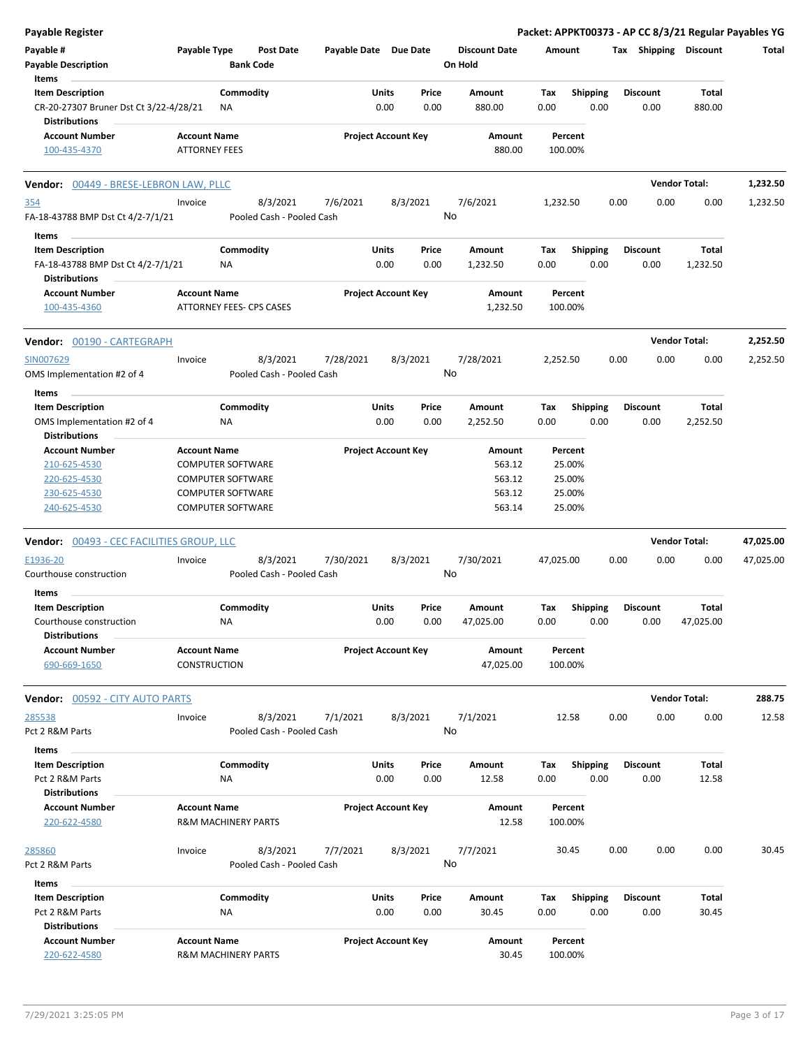**Payable Register** — Packet: APPKT00373 - AP CC 8/3/21 Regular Payables YG

| Payable # | Payable Type | Post Date | Payable Date | Due Date | Discount Date | Amount | Tax | Shipping | Discount | Total |
|---|---|---|---|---|---|---|---|---|---|---|
| Payable Description | | Bank Code | | | On Hold | | | | | |

**Items**

| Item Description | Commodity | Units | Price | Amount | Tax | Shipping | Discount | Total |
|---|---|---|---|---|---|---|---|---|
| CR-20-27307 Bruner Dst Ct 3/22-4/28/21 | NA | 0.00 | 0.00 | 880.00 | 0.00 | 0.00 | 0.00 | 880.00 |

**Distributions**

| Account Number | Account Name | Project Account Key | Amount | Percent |
|---|---|---|---|---|
| 100-435-4370 | ATTORNEY FEES | | 880.00 | 100.00% |

## Vendor: 00449 - BRESE-LEBRON LAW, PLLC — Vendor Total: 1,232.50

| Payable # | Payable Type | Post Date | Payable Date | Due Date | Discount Date | Amount | Tax | Shipping | Discount | Total |
|---|---|---|---|---|---|---|---|---|---|---|
| 354 | Invoice | 8/3/2021 | 7/6/2021 | 8/3/2021 | 7/6/2021 | 1,232.50 | 0.00 | 0.00 | 0.00 | 1,232.50 |
| FA-18-43788 BMP Dst Ct 4/2-7/1/21 | | Pooled Cash - Pooled Cash | | | No | | | | | |

**Items**

| Item Description | Commodity | Units | Price | Amount | Tax | Shipping | Discount | Total |
|---|---|---|---|---|---|---|---|---|
| FA-18-43788 BMP Dst Ct 4/2-7/1/21 | NA | 0.00 | 0.00 | 1,232.50 | 0.00 | 0.00 | 0.00 | 1,232.50 |

**Distributions**

| Account Number | Account Name | Project Account Key | Amount | Percent |
|---|---|---|---|---|
| 100-435-4360 | ATTORNEY FEES- CPS CASES | | 1,232.50 | 100.00% |

## Vendor: 00190 - CARTEGRAPH — Vendor Total: 2,252.50

| Payable # | Payable Type | Post Date | Payable Date | Due Date | Discount Date | Amount | Tax | Shipping | Discount | Total |
|---|---|---|---|---|---|---|---|---|---|---|
| SIN007629 | Invoice | 8/3/2021 | 7/28/2021 | 8/3/2021 | 7/28/2021 | 2,252.50 | 0.00 | 0.00 | 0.00 | 2,252.50 |
| OMS Implementation #2 of 4 | | Pooled Cash - Pooled Cash | | | No | | | | | |

**Items**

| Item Description | Commodity | Units | Price | Amount | Tax | Shipping | Discount | Total |
|---|---|---|---|---|---|---|---|---|
| OMS Implementation #2 of 4 | NA | 0.00 | 0.00 | 2,252.50 | 0.00 | 0.00 | 0.00 | 2,252.50 |

**Distributions**

| Account Number | Account Name | Project Account Key | Amount | Percent |
|---|---|---|---|---|
| 210-625-4530 | COMPUTER SOFTWARE | | 563.12 | 25.00% |
| 220-625-4530 | COMPUTER SOFTWARE | | 563.12 | 25.00% |
| 230-625-4530 | COMPUTER SOFTWARE | | 563.12 | 25.00% |
| 240-625-4530 | COMPUTER SOFTWARE | | 563.14 | 25.00% |

## Vendor: 00493 - CEC FACILITIES GROUP, LLC — Vendor Total: 47,025.00

| Payable # | Payable Type | Post Date | Payable Date | Due Date | Discount Date | Amount | Tax | Shipping | Discount | Total |
|---|---|---|---|---|---|---|---|---|---|---|
| E1936-20 | Invoice | 8/3/2021 | 7/30/2021 | 8/3/2021 | 7/30/2021 | 47,025.00 | 0.00 | 0.00 | 0.00 | 47,025.00 |
| Courthouse construction | | Pooled Cash - Pooled Cash | | | No | | | | | |

**Items**

| Item Description | Commodity | Units | Price | Amount | Tax | Shipping | Discount | Total |
|---|---|---|---|---|---|---|---|---|
| Courthouse construction | NA | 0.00 | 0.00 | 47,025.00 | 0.00 | 0.00 | 0.00 | 47,025.00 |

**Distributions**

| Account Number | Account Name | Project Account Key | Amount | Percent |
|---|---|---|---|---|
| 690-669-1650 | CONSTRUCTION | | 47,025.00 | 100.00% |

## Vendor: 00592 - CITY AUTO PARTS — Vendor Total: 288.75

| Payable # | Payable Type | Post Date | Payable Date | Due Date | Discount Date | Amount | Tax | Shipping | Discount | Total |
|---|---|---|---|---|---|---|---|---|---|---|
| 285538 | Invoice | 8/3/2021 | 7/1/2021 | 8/3/2021 | 7/1/2021 | 12.58 | 0.00 | 0.00 | 0.00 | 12.58 |
| Pct 2 R&M Parts | | Pooled Cash - Pooled Cash | | | No | | | | | |

**Items**

| Item Description | Commodity | Units | Price | Amount | Tax | Shipping | Discount | Total |
|---|---|---|---|---|---|---|---|---|
| Pct 2 R&M Parts | NA | 0.00 | 0.00 | 12.58 | 0.00 | 0.00 | 0.00 | 12.58 |

**Distributions**

| Account Number | Account Name | Project Account Key | Amount | Percent |
|---|---|---|---|---|
| 220-622-4580 | R&M MACHINERY PARTS | | 12.58 | 100.00% |

| Payable # | Payable Type | Post Date | Payable Date | Due Date | Discount Date | Amount | Tax | Shipping | Discount | Total |
|---|---|---|---|---|---|---|---|---|---|---|
| 285860 | Invoice | 8/3/2021 | 7/7/2021 | 8/3/2021 | 7/7/2021 | 30.45 | 0.00 | 0.00 | 0.00 | 30.45 |
| Pct 2 R&M Parts | | Pooled Cash - Pooled Cash | | | No | | | | | |

**Items**

| Item Description | Commodity | Units | Price | Amount | Tax | Shipping | Discount | Total |
|---|---|---|---|---|---|---|---|---|
| Pct 2 R&M Parts | NA | 0.00 | 0.00 | 30.45 | 0.00 | 0.00 | 0.00 | 30.45 |

**Distributions**

| Account Number | Account Name | Project Account Key | Amount | Percent |
|---|---|---|---|---|
| 220-622-4580 | R&M MACHINERY PARTS | | 30.45 | 100.00% |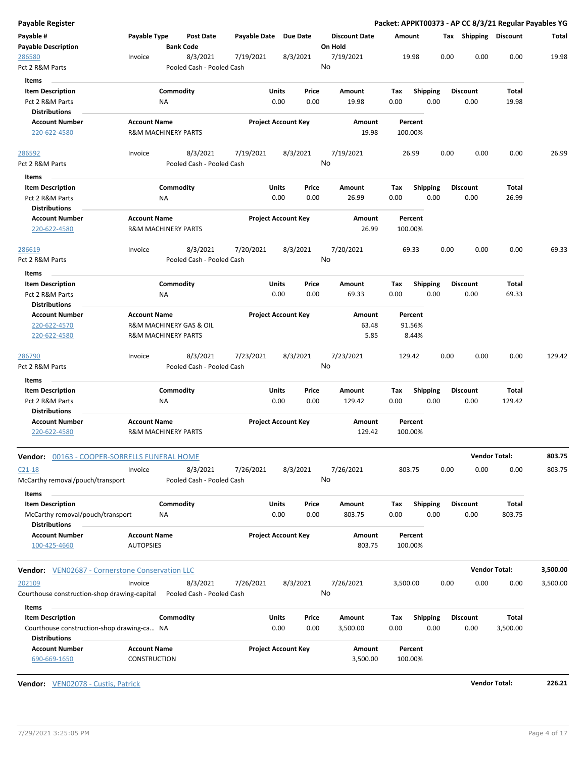**Payable Register** — **Packet: APPKT00373 - AP CC 8/3/21 Regular Payables YG**

| Payable # / Payable Description | Payable Type | Post Date / Bank Code | Payable Date | Due Date | Discount Date / On Hold | Amount | Tax | Shipping | Discount | Total |
|---|---|---|---|---|---|---|---|---|---|---|
| 286580 | Invoice | 8/3/2021 | 7/19/2021 | 8/3/2021 | 7/19/2021 | 19.98 | 0.00 | 0.00 | 0.00 | 19.98 |
| Pct 2 R&M Parts | | Pooled Cash - Pooled Cash | | | No | | | | | |

**Items**

| Item Description | Commodity | Units | Price | Amount | Tax | Shipping | Discount | Total |
|---|---|---|---|---|---|---|---|---|
| Pct 2 R&M Parts | NA | 0.00 | 0.00 | 19.98 | 0.00 | 0.00 | 0.00 | 19.98 |

**Distributions**

| Account Number | Account Name | Project Account Key | Amount | Percent |
|---|---|---|---|---|
| 220-622-4580 | R&M MACHINERY PARTS | | 19.98 | 100.00% |

| Payable # / Payable Description | Payable Type | Post Date / Bank Code | Payable Date | Due Date | Discount Date / On Hold | Amount | Tax | Shipping | Discount | Total |
|---|---|---|---|---|---|---|---|---|---|---|
| 286592 | Invoice | 8/3/2021 | 7/19/2021 | 8/3/2021 | 7/19/2021 | 26.99 | 0.00 | 0.00 | 0.00 | 26.99 |
| Pct 2 R&M Parts | | Pooled Cash - Pooled Cash | | | No | | | | | |

**Items**

| Item Description | Commodity | Units | Price | Amount | Tax | Shipping | Discount | Total |
|---|---|---|---|---|---|---|---|---|
| Pct 2 R&M Parts | NA | 0.00 | 0.00 | 26.99 | 0.00 | 0.00 | 0.00 | 26.99 |

**Distributions**

| Account Number | Account Name | Project Account Key | Amount | Percent |
|---|---|---|---|---|
| 220-622-4580 | R&M MACHINERY PARTS | | 26.99 | 100.00% |

| Payable # / Payable Description | Payable Type | Post Date / Bank Code | Payable Date | Due Date | Discount Date / On Hold | Amount | Tax | Shipping | Discount | Total |
|---|---|---|---|---|---|---|---|---|---|---|
| 286619 | Invoice | 8/3/2021 | 7/20/2021 | 8/3/2021 | 7/20/2021 | 69.33 | 0.00 | 0.00 | 0.00 | 69.33 |
| Pct 2 R&M Parts | | Pooled Cash - Pooled Cash | | | No | | | | | |

**Items**

| Item Description | Commodity | Units | Price | Amount | Tax | Shipping | Discount | Total |
|---|---|---|---|---|---|---|---|---|
| Pct 2 R&M Parts | NA | 0.00 | 0.00 | 69.33 | 0.00 | 0.00 | 0.00 | 69.33 |

**Distributions**

| Account Number | Account Name | Project Account Key | Amount | Percent |
|---|---|---|---|---|
| 220-622-4570 | R&M MACHINERY GAS & OIL | | 63.48 | 91.56% |
| 220-622-4580 | R&M MACHINERY PARTS | | 5.85 | 8.44% |

| Payable # / Payable Description | Payable Type | Post Date / Bank Code | Payable Date | Due Date | Discount Date / On Hold | Amount | Tax | Shipping | Discount | Total |
|---|---|---|---|---|---|---|---|---|---|---|
| 286790 | Invoice | 8/3/2021 | 7/23/2021 | 8/3/2021 | 7/23/2021 | 129.42 | 0.00 | 0.00 | 0.00 | 129.42 |
| Pct 2 R&M Parts | | Pooled Cash - Pooled Cash | | | No | | | | | |

**Items**

| Item Description | Commodity | Units | Price | Amount | Tax | Shipping | Discount | Total |
|---|---|---|---|---|---|---|---|---|
| Pct 2 R&M Parts | NA | 0.00 | 0.00 | 129.42 | 0.00 | 0.00 | 0.00 | 129.42 |

**Distributions**

| Account Number | Account Name | Project Account Key | Amount | Percent |
|---|---|---|---|---|
| 220-622-4580 | R&M MACHINERY PARTS | | 129.42 | 100.00% |

**Vendor:** 00163 - COOPER-SORRELLS FUNERAL HOME — **Vendor Total: 803.75**

| Payable # / Payable Description | Payable Type | Post Date / Bank Code | Payable Date | Due Date | Discount Date / On Hold | Amount | Tax | Shipping | Discount | Total |
|---|---|---|---|---|---|---|---|---|---|---|
| C21-18 | Invoice | 8/3/2021 | 7/26/2021 | 8/3/2021 | 7/26/2021 | 803.75 | 0.00 | 0.00 | 0.00 | 803.75 |
| McCarthy removal/pouch/transport | | Pooled Cash - Pooled Cash | | | No | | | | | |

**Items**

| Item Description | Commodity | Units | Price | Amount | Tax | Shipping | Discount | Total |
|---|---|---|---|---|---|---|---|---|
| McCarthy removal/pouch/transport | NA | 0.00 | 0.00 | 803.75 | 0.00 | 0.00 | 0.00 | 803.75 |

**Distributions**

| Account Number | Account Name | Project Account Key | Amount | Percent |
|---|---|---|---|---|
| 100-425-4660 | AUTOPSIES | | 803.75 | 100.00% |

**Vendor:** VEN02687 - Cornerstone Conservation LLC — **Vendor Total: 3,500.00**

| Payable # / Payable Description | Payable Type | Post Date / Bank Code | Payable Date | Due Date | Discount Date / On Hold | Amount | Tax | Shipping | Discount | Total |
|---|---|---|---|---|---|---|---|---|---|---|
| 202109 | Invoice | 8/3/2021 | 7/26/2021 | 8/3/2021 | 7/26/2021 | 3,500.00 | 0.00 | 0.00 | 0.00 | 3,500.00 |
| Courthouse construction-shop drawing-capital | | Pooled Cash - Pooled Cash | | | No | | | | | |

**Items**

| Item Description | Commodity | Units | Price | Amount | Tax | Shipping | Discount | Total |
|---|---|---|---|---|---|---|---|---|
| Courthouse construction-shop drawing-ca… | NA | 0.00 | 0.00 | 3,500.00 | 0.00 | 0.00 | 0.00 | 3,500.00 |

**Distributions**

| Account Number | Account Name | Project Account Key | Amount | Percent |
|---|---|---|---|---|
| 690-669-1650 | CONSTRUCTION | | 3,500.00 | 100.00% |

**Vendor:** VEN02078 - Custis, Patrick — **Vendor Total: 226.21**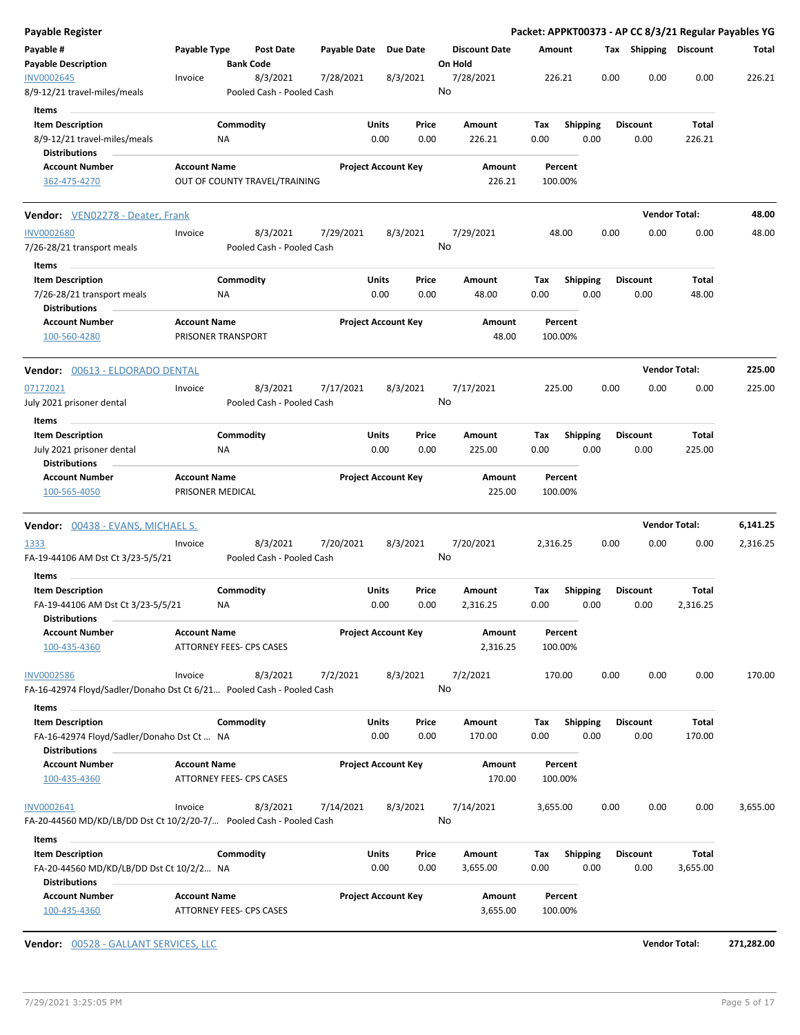**Payable Register** — Packet: APPKT00373 - AP CC 8/3/21 Regular Payables YG

| Payable # / Payable Description | Payable Type | Post Date / Bank Code | Payable Date | Due Date | Discount Date / On Hold | Amount | Tax | Shipping | Discount | Total |
|---|---|---|---|---|---|---|---|---|---|---|
| INV0002645 / 8/9-12/21 travel-miles/meals | Invoice | 8/3/2021 / Pooled Cash - Pooled Cash | 7/28/2021 | 8/3/2021 | 7/28/2021 / No | 226.21 | 0.00 | 0.00 | 0.00 | 226.21 |

Items

| Item Description | Commodity | Units | Price | Amount | Tax | Shipping | Discount | Total |
|---|---|---|---|---|---|---|---|---|
| 8/9-12/21 travel-miles/meals | NA | 0.00 | 0.00 | 226.21 | 0.00 | 0.00 | 0.00 | 226.21 |

Distributions

| Account Number | Account Name | Project Account Key | Amount | Percent |
|---|---|---|---|---|
| 362-475-4270 | OUT OF COUNTY TRAVEL/TRAINING | | 226.21 | 100.00% |

**Vendor:** VEN02278 - Deater, Frank — **Vendor Total: 48.00**

| Payable # / Payable Description | Payable Type | Post Date / Bank Code | Payable Date | Due Date | Discount Date / On Hold | Amount | Tax | Shipping | Discount | Total |
|---|---|---|---|---|---|---|---|---|---|---|
| INV0002680 / 7/26-28/21 transport meals | Invoice | 8/3/2021 / Pooled Cash - Pooled Cash | 7/29/2021 | 8/3/2021 | 7/29/2021 / No | 48.00 | 0.00 | 0.00 | 0.00 | 48.00 |

Items

| Item Description | Commodity | Units | Price | Amount | Tax | Shipping | Discount | Total |
|---|---|---|---|---|---|---|---|---|
| 7/26-28/21 transport meals | NA | 0.00 | 0.00 | 48.00 | 0.00 | 0.00 | 0.00 | 48.00 |

Distributions

| Account Number | Account Name | Project Account Key | Amount | Percent |
|---|---|---|---|---|
| 100-560-4280 | PRISONER TRANSPORT | | 48.00 | 100.00% |

**Vendor:** 00613 - ELDORADO DENTAL — **Vendor Total: 225.00**

| Payable # / Payable Description | Payable Type | Post Date / Bank Code | Payable Date | Due Date | Discount Date / On Hold | Amount | Tax | Shipping | Discount | Total |
|---|---|---|---|---|---|---|---|---|---|---|
| 07172021 / July 2021 prisoner dental | Invoice | 8/3/2021 / Pooled Cash - Pooled Cash | 7/17/2021 | 8/3/2021 | 7/17/2021 / No | 225.00 | 0.00 | 0.00 | 0.00 | 225.00 |

Items

| Item Description | Commodity | Units | Price | Amount | Tax | Shipping | Discount | Total |
|---|---|---|---|---|---|---|---|---|
| July 2021 prisoner dental | NA | 0.00 | 0.00 | 225.00 | 0.00 | 0.00 | 0.00 | 225.00 |

Distributions

| Account Number | Account Name | Project Account Key | Amount | Percent |
|---|---|---|---|---|
| 100-565-4050 | PRISONER MEDICAL | | 225.00 | 100.00% |

**Vendor:** 00438 - EVANS, MICHAEL S. — **Vendor Total: 6,141.25**

| Payable # / Payable Description | Payable Type | Post Date / Bank Code | Payable Date | Due Date | Discount Date / On Hold | Amount | Tax | Shipping | Discount | Total |
|---|---|---|---|---|---|---|---|---|---|---|
| 1333 / FA-19-44106 AM Dst Ct 3/23-5/5/21 | Invoice | 8/3/2021 / Pooled Cash - Pooled Cash | 7/20/2021 | 8/3/2021 | 7/20/2021 / No | 2,316.25 | 0.00 | 0.00 | 0.00 | 2,316.25 |

Items

| Item Description | Commodity | Units | Price | Amount | Tax | Shipping | Discount | Total |
|---|---|---|---|---|---|---|---|---|
| FA-19-44106 AM Dst Ct 3/23-5/5/21 | NA | 0.00 | 0.00 | 2,316.25 | 0.00 | 0.00 | 0.00 | 2,316.25 |

Distributions

| Account Number | Account Name | Project Account Key | Amount | Percent |
|---|---|---|---|---|
| 100-435-4360 | ATTORNEY FEES- CPS CASES | | 2,316.25 | 100.00% |

| Payable # / Payable Description | Payable Type | Post Date / Bank Code | Payable Date | Due Date | Discount Date / On Hold | Amount | Tax | Shipping | Discount | Total |
|---|---|---|---|---|---|---|---|---|---|---|
| INV0002586 / FA-16-42974 Floyd/Sadler/Donaho Dst Ct 6/21... | Invoice | 8/3/2021 / Pooled Cash - Pooled Cash | 7/2/2021 | 8/3/2021 | 7/2/2021 / No | 170.00 | 0.00 | 0.00 | 0.00 | 170.00 |

Items

| Item Description | Commodity | Units | Price | Amount | Tax | Shipping | Discount | Total |
|---|---|---|---|---|---|---|---|---|
| FA-16-42974 Floyd/Sadler/Donaho Dst Ct ... | NA | 0.00 | 0.00 | 170.00 | 0.00 | 0.00 | 0.00 | 170.00 |

Distributions

| Account Number | Account Name | Project Account Key | Amount | Percent |
|---|---|---|---|---|
| 100-435-4360 | ATTORNEY FEES- CPS CASES | | 170.00 | 100.00% |

| Payable # / Payable Description | Payable Type | Post Date / Bank Code | Payable Date | Due Date | Discount Date / On Hold | Amount | Tax | Shipping | Discount | Total |
|---|---|---|---|---|---|---|---|---|---|---|
| INV0002641 / FA-20-44560 MD/KD/LB/DD Dst Ct 10/2/20-7/... | Invoice | 8/3/2021 / Pooled Cash - Pooled Cash | 7/14/2021 | 8/3/2021 | 7/14/2021 / No | 3,655.00 | 0.00 | 0.00 | 0.00 | 3,655.00 |

Items

| Item Description | Commodity | Units | Price | Amount | Tax | Shipping | Discount | Total |
|---|---|---|---|---|---|---|---|---|
| FA-20-44560 MD/KD/LB/DD Dst Ct 10/2/2... | NA | 0.00 | 0.00 | 3,655.00 | 0.00 | 0.00 | 0.00 | 3,655.00 |

Distributions

| Account Number | Account Name | Project Account Key | Amount | Percent |
|---|---|---|---|---|
| 100-435-4360 | ATTORNEY FEES- CPS CASES | | 3,655.00 | 100.00% |

**Vendor:** 00528 - GALLANT SERVICES, LLC — **Vendor Total: 271,282.00**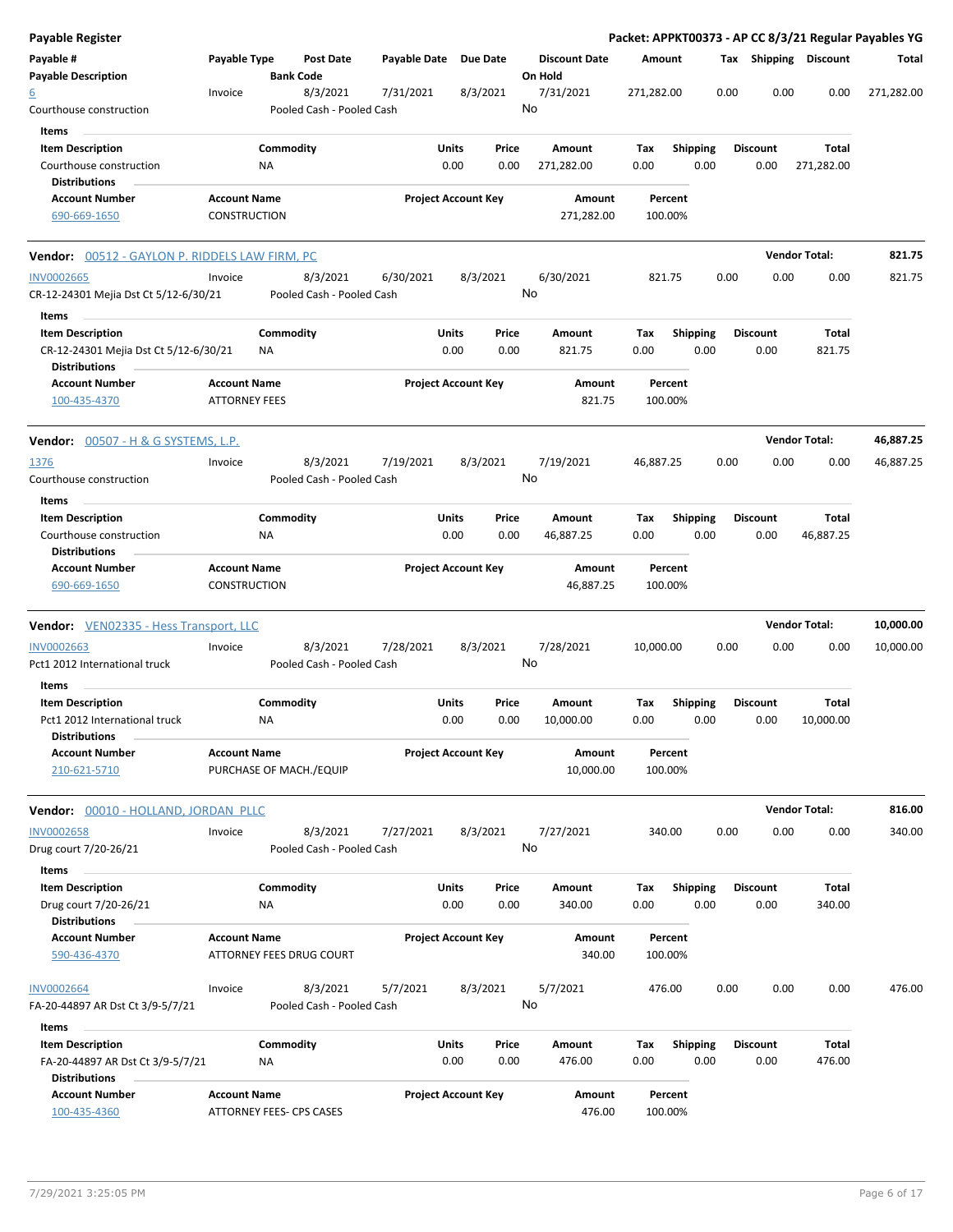**Payable Register** — Packet: APPKT00373 - AP CC 8/3/21 Regular Payables YG

| Payable # / Payable Description | Payable Type | Post Date / Bank Code | Payable Date | Due Date | Discount Date / On Hold | Amount | Tax | Shipping | Discount | Total |
|---|---|---|---|---|---|---|---|---|---|---|
| 6 / Courthouse construction | Invoice | 8/3/2021 / Pooled Cash - Pooled Cash | 7/31/2021 | 8/3/2021 | 7/31/2021 / No | 271,282.00 | 0.00 | 0.00 | 0.00 | 271,282.00 |

Items

| Item Description | Commodity | Units | Price | Amount | Tax | Shipping | Discount | Total |
|---|---|---|---|---|---|---|---|---|
| Courthouse construction | NA | 0.00 | 0.00 | 271,282.00 | 0.00 | 0.00 | 0.00 | 271,282.00 |

Distributions

| Account Number | Account Name | Project Account Key | Amount | Percent |
|---|---|---|---|---|
| 690-669-1650 | CONSTRUCTION | | 271,282.00 | 100.00% |

---

**Vendor:** 00512 - GAYLON P. RIDDELS LAW FIRM, PC — **Vendor Total:** 821.75

| Payable # / Payable Description | Payable Type | Post Date / Bank Code | Payable Date | Due Date | Discount Date / On Hold | Amount | Tax | Shipping | Discount | Total |
|---|---|---|---|---|---|---|---|---|---|---|
| INV0002665 / CR-12-24301 Mejia Dst Ct 5/12-6/30/21 | Invoice | 8/3/2021 / Pooled Cash - Pooled Cash | 6/30/2021 | 8/3/2021 | 6/30/2021 / No | 821.75 | 0.00 | 0.00 | 0.00 | 821.75 |

Items

| Item Description | Commodity | Units | Price | Amount | Tax | Shipping | Discount | Total |
|---|---|---|---|---|---|---|---|---|
| CR-12-24301 Mejia Dst Ct 5/12-6/30/21 | NA | 0.00 | 0.00 | 821.75 | 0.00 | 0.00 | 0.00 | 821.75 |

Distributions

| Account Number | Account Name | Project Account Key | Amount | Percent |
|---|---|---|---|---|
| 100-435-4370 | ATTORNEY FEES | | 821.75 | 100.00% |

---

**Vendor:** 00507 - H & G SYSTEMS, L.P. — **Vendor Total:** 46,887.25

| Payable # / Payable Description | Payable Type | Post Date / Bank Code | Payable Date | Due Date | Discount Date / On Hold | Amount | Tax | Shipping | Discount | Total |
|---|---|---|---|---|---|---|---|---|---|---|
| 1376 / Courthouse construction | Invoice | 8/3/2021 / Pooled Cash - Pooled Cash | 7/19/2021 | 8/3/2021 | 7/19/2021 / No | 46,887.25 | 0.00 | 0.00 | 0.00 | 46,887.25 |

Items

| Item Description | Commodity | Units | Price | Amount | Tax | Shipping | Discount | Total |
|---|---|---|---|---|---|---|---|---|
| Courthouse construction | NA | 0.00 | 0.00 | 46,887.25 | 0.00 | 0.00 | 0.00 | 46,887.25 |

Distributions

| Account Number | Account Name | Project Account Key | Amount | Percent |
|---|---|---|---|---|
| 690-669-1650 | CONSTRUCTION | | 46,887.25 | 100.00% |

---

**Vendor:** VEN02335 - Hess Transport, LLC — **Vendor Total:** 10,000.00

| Payable # / Payable Description | Payable Type | Post Date / Bank Code | Payable Date | Due Date | Discount Date / On Hold | Amount | Tax | Shipping | Discount | Total |
|---|---|---|---|---|---|---|---|---|---|---|
| INV0002663 / Pct1 2012 International truck | Invoice | 8/3/2021 / Pooled Cash - Pooled Cash | 7/28/2021 | 8/3/2021 | 7/28/2021 / No | 10,000.00 | 0.00 | 0.00 | 0.00 | 10,000.00 |

Items

| Item Description | Commodity | Units | Price | Amount | Tax | Shipping | Discount | Total |
|---|---|---|---|---|---|---|---|---|
| Pct1 2012 International truck | NA | 0.00 | 0.00 | 10,000.00 | 0.00 | 0.00 | 0.00 | 10,000.00 |

Distributions

| Account Number | Account Name | Project Account Key | Amount | Percent |
|---|---|---|---|---|
| 210-621-5710 | PURCHASE OF MACH./EQUIP | | 10,000.00 | 100.00% |

---

**Vendor:** 00010 - HOLLAND, JORDAN PLLC — **Vendor Total:** 816.00

| Payable # / Payable Description | Payable Type | Post Date / Bank Code | Payable Date | Due Date | Discount Date / On Hold | Amount | Tax | Shipping | Discount | Total |
|---|---|---|---|---|---|---|---|---|---|---|
| INV0002658 / Drug court 7/20-26/21 | Invoice | 8/3/2021 / Pooled Cash - Pooled Cash | 7/27/2021 | 8/3/2021 | 7/27/2021 / No | 340.00 | 0.00 | 0.00 | 0.00 | 340.00 |

Items

| Item Description | Commodity | Units | Price | Amount | Tax | Shipping | Discount | Total |
|---|---|---|---|---|---|---|---|---|
| Drug court 7/20-26/21 | NA | 0.00 | 0.00 | 340.00 | 0.00 | 0.00 | 0.00 | 340.00 |

Distributions

| Account Number | Account Name | Project Account Key | Amount | Percent |
|---|---|---|---|---|
| 590-436-4370 | ATTORNEY FEES DRUG COURT | | 340.00 | 100.00% |

| Payable # / Payable Description | Payable Type | Post Date / Bank Code | Payable Date | Due Date | Discount Date / On Hold | Amount | Tax | Shipping | Discount | Total |
|---|---|---|---|---|---|---|---|---|---|---|
| INV0002664 / FA-20-44897 AR Dst Ct 3/9-5/7/21 | Invoice | 8/3/2021 / Pooled Cash - Pooled Cash | 5/7/2021 | 8/3/2021 | 5/7/2021 / No | 476.00 | 0.00 | 0.00 | 0.00 | 476.00 |

Items

| Item Description | Commodity | Units | Price | Amount | Tax | Shipping | Discount | Total |
|---|---|---|---|---|---|---|---|---|
| FA-20-44897 AR Dst Ct 3/9-5/7/21 | NA | 0.00 | 0.00 | 476.00 | 0.00 | 0.00 | 0.00 | 476.00 |

Distributions

| Account Number | Account Name | Project Account Key | Amount | Percent |
|---|---|---|---|---|
| 100-435-4360 | ATTORNEY FEES- CPS CASES | | 476.00 | 100.00% |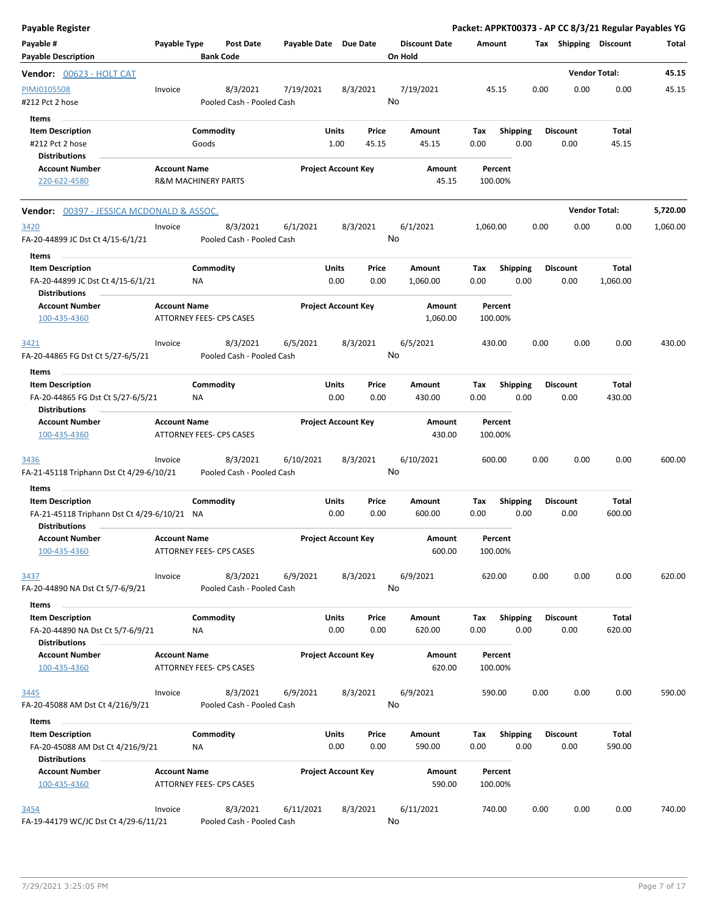**Payable Register** — **Packet: APPKT00373 - AP CC 8/3/21 Regular Payables YG**

| Payable # | Payable Type | Post Date | Payable Date | Due Date | Discount Date | Amount | Tax | Shipping | Discount | Total |
|---|---|---|---|---|---|---|---|---|---|---|
| **Payable Description** | | **Bank Code** | | | **On Hold** | | | | | |

**Vendor: 00623 - HOLT CAT** — **Vendor Total: 45.15**

| Payable # | Payable Type | Post Date | Payable Date | Due Date | Discount Date | Amount | Tax | Shipping | Discount | Total |
|---|---|---|---|---|---|---|---|---|---|---|
| PIMJ0105508 | Invoice | 8/3/2021 | 7/19/2021 | 8/3/2021 | 7/19/2021 | 45.15 | 0.00 | 0.00 | 0.00 | 45.15 |
| #212 Pct 2 hose | | Pooled Cash - Pooled Cash | | | No | | | | | |

Items

| Item Description | Commodity | Units | Price | Amount | Tax | Shipping | Discount | Total |
|---|---|---|---|---|---|---|---|---|
| #212 Pct 2 hose | Goods | 1.00 | 45.15 | 45.15 | 0.00 | 0.00 | 0.00 | 45.15 |

Distributions

| Account Number | Account Name | Project Account Key | Amount | Percent |
|---|---|---|---|---|
| 220-622-4580 | R&M MACHINERY PARTS | | 45.15 | 100.00% |

**Vendor: 00397 - JESSICA MCDONALD & ASSOC.** — **Vendor Total: 5,720.00**

| Payable # | Payable Type | Post Date | Payable Date | Due Date | Discount Date | Amount | Tax | Shipping | Discount | Total |
|---|---|---|---|---|---|---|---|---|---|---|
| 3420 | Invoice | 8/3/2021 | 6/1/2021 | 8/3/2021 | 6/1/2021 | 1,060.00 | 0.00 | 0.00 | 0.00 | 1,060.00 |
| FA-20-44899 JC Dst Ct 4/15-6/1/21 | | Pooled Cash - Pooled Cash | | | No | | | | | |

Items

| Item Description | Commodity | Units | Price | Amount | Tax | Shipping | Discount | Total |
|---|---|---|---|---|---|---|---|---|
| FA-20-44899 JC Dst Ct 4/15-6/1/21 | NA | 0.00 | 0.00 | 1,060.00 | 0.00 | 0.00 | 0.00 | 1,060.00 |

Distributions

| Account Number | Account Name | Project Account Key | Amount | Percent |
|---|---|---|---|---|
| 100-435-4360 | ATTORNEY FEES- CPS CASES | | 1,060.00 | 100.00% |

| Payable # | Payable Type | Post Date | Payable Date | Due Date | Discount Date | Amount | Tax | Shipping | Discount | Total |
|---|---|---|---|---|---|---|---|---|---|---|
| 3421 | Invoice | 8/3/2021 | 6/5/2021 | 8/3/2021 | 6/5/2021 | 430.00 | 0.00 | 0.00 | 0.00 | 430.00 |
| FA-20-44865 FG Dst Ct 5/27-6/5/21 | | Pooled Cash - Pooled Cash | | | No | | | | | |

Items

| Item Description | Commodity | Units | Price | Amount | Tax | Shipping | Discount | Total |
|---|---|---|---|---|---|---|---|---|
| FA-20-44865 FG Dst Ct 5/27-6/5/21 | NA | 0.00 | 0.00 | 430.00 | 0.00 | 0.00 | 0.00 | 430.00 |

Distributions

| Account Number | Account Name | Project Account Key | Amount | Percent |
|---|---|---|---|---|
| 100-435-4360 | ATTORNEY FEES- CPS CASES | | 430.00 | 100.00% |

| Payable # | Payable Type | Post Date | Payable Date | Due Date | Discount Date | Amount | Tax | Shipping | Discount | Total |
|---|---|---|---|---|---|---|---|---|---|---|
| 3436 | Invoice | 8/3/2021 | 6/10/2021 | 8/3/2021 | 6/10/2021 | 600.00 | 0.00 | 0.00 | 0.00 | 600.00 |
| FA-21-45118 Triphann Dst Ct 4/29-6/10/21 | | Pooled Cash - Pooled Cash | | | No | | | | | |

Items

| Item Description | Commodity | Units | Price | Amount | Tax | Shipping | Discount | Total |
|---|---|---|---|---|---|---|---|---|
| FA-21-45118 Triphann Dst Ct 4/29-6/10/21 | NA | 0.00 | 0.00 | 600.00 | 0.00 | 0.00 | 0.00 | 600.00 |

Distributions

| Account Number | Account Name | Project Account Key | Amount | Percent |
|---|---|---|---|---|
| 100-435-4360 | ATTORNEY FEES- CPS CASES | | 600.00 | 100.00% |

| Payable # | Payable Type | Post Date | Payable Date | Due Date | Discount Date | Amount | Tax | Shipping | Discount | Total |
|---|---|---|---|---|---|---|---|---|---|---|
| 3437 | Invoice | 8/3/2021 | 6/9/2021 | 8/3/2021 | 6/9/2021 | 620.00 | 0.00 | 0.00 | 0.00 | 620.00 |
| FA-20-44890 NA Dst Ct 5/7-6/9/21 | | Pooled Cash - Pooled Cash | | | No | | | | | |

Items

| Item Description | Commodity | Units | Price | Amount | Tax | Shipping | Discount | Total |
|---|---|---|---|---|---|---|---|---|
| FA-20-44890 NA Dst Ct 5/7-6/9/21 | NA | 0.00 | 0.00 | 620.00 | 0.00 | 0.00 | 0.00 | 620.00 |

Distributions

| Account Number | Account Name | Project Account Key | Amount | Percent |
|---|---|---|---|---|
| 100-435-4360 | ATTORNEY FEES- CPS CASES | | 620.00 | 100.00% |

| Payable # | Payable Type | Post Date | Payable Date | Due Date | Discount Date | Amount | Tax | Shipping | Discount | Total |
|---|---|---|---|---|---|---|---|---|---|---|
| 3445 | Invoice | 8/3/2021 | 6/9/2021 | 8/3/2021 | 6/9/2021 | 590.00 | 0.00 | 0.00 | 0.00 | 590.00 |
| FA-20-45088 AM Dst Ct 4/216/9/21 | | Pooled Cash - Pooled Cash | | | No | | | | | |

Items

| Item Description | Commodity | Units | Price | Amount | Tax | Shipping | Discount | Total |
|---|---|---|---|---|---|---|---|---|
| FA-20-45088 AM Dst Ct 4/216/9/21 | NA | 0.00 | 0.00 | 590.00 | 0.00 | 0.00 | 0.00 | 590.00 |

Distributions

| Account Number | Account Name | Project Account Key | Amount | Percent |
|---|---|---|---|---|
| 100-435-4360 | ATTORNEY FEES- CPS CASES | | 590.00 | 100.00% |

| Payable # | Payable Type | Post Date | Payable Date | Due Date | Discount Date | Amount | Tax | Shipping | Discount | Total |
|---|---|---|---|---|---|---|---|---|---|---|
| 3454 | Invoice | 8/3/2021 | 6/11/2021 | 8/3/2021 | 6/11/2021 | 740.00 | 0.00 | 0.00 | 0.00 | 740.00 |
| FA-19-44179 WC/JC Dst Ct 4/29-6/11/21 | | Pooled Cash - Pooled Cash | | | No | | | | | |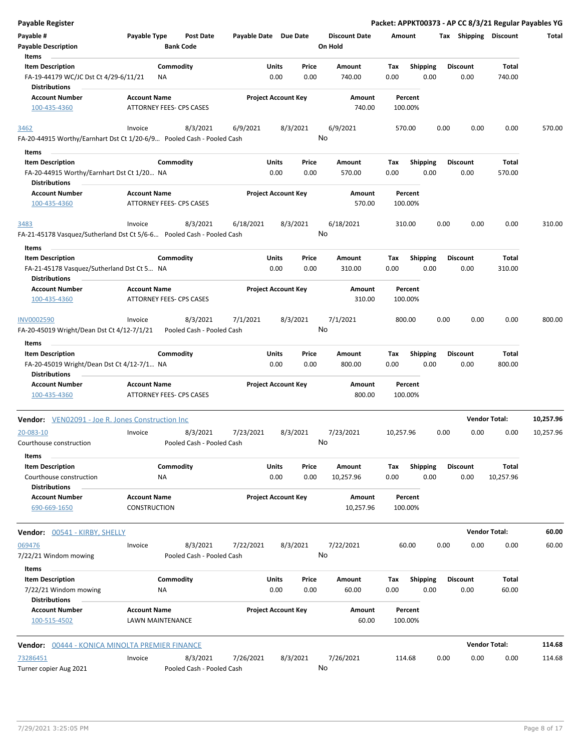## Payable Register

**Packet: APPKT00373 - AP CC 8/3/21 Regular Payables YG**

| Payable # | Payable Type | Post Date | Payable Date | Due Date | Discount Date | Amount | Tax | Shipping | Discount | Total |
|---|---|---|---|---|---|---|---|---|---|---|
| Payable Description | | Bank Code | | | On Hold | | | | | |

**Items**

| Item Description | Commodity | Units | Price | Amount | Tax | Shipping | Discount | Total |
|---|---|---|---|---|---|---|---|---|
| FA-19-44179 WC/JC Dst Ct 4/29-6/11/21 | NA | 0.00 | 0.00 | 740.00 | 0.00 | 0.00 | 0.00 | 740.00 |

**Distributions**

| Account Number | Account Name | Project Account Key | Amount | Percent |
|---|---|---|---|---|
| 100-435-4360 | ATTORNEY FEES- CPS CASES | | 740.00 | 100.00% |

| Payable # | Payable Type | Post Date | Payable Date | Due Date | Discount Date | Amount | Tax | Shipping | Discount | Total |
|---|---|---|---|---|---|---|---|---|---|---|
| 3462 | Invoice | 8/3/2021 | 6/9/2021 | 8/3/2021 | 6/9/2021 | 570.00 | 0.00 | 0.00 | 0.00 | 570.00 |
| FA-20-44915 Worthy/Earnhart Dst Ct 1/20-6/9... | | Pooled Cash - Pooled Cash | | | No | | | | | |

**Items**

| Item Description | Commodity | Units | Price | Amount | Tax | Shipping | Discount | Total |
|---|---|---|---|---|---|---|---|---|
| FA-20-44915 Worthy/Earnhart Dst Ct 1/20... | NA | 0.00 | 0.00 | 570.00 | 0.00 | 0.00 | 0.00 | 570.00 |

**Distributions**

| Account Number | Account Name | Project Account Key | Amount | Percent |
|---|---|---|---|---|
| 100-435-4360 | ATTORNEY FEES- CPS CASES | | 570.00 | 100.00% |

| Payable # | Payable Type | Post Date | Payable Date | Due Date | Discount Date | Amount | Tax | Shipping | Discount | Total |
|---|---|---|---|---|---|---|---|---|---|---|
| 3483 | Invoice | 8/3/2021 | 6/18/2021 | 8/3/2021 | 6/18/2021 | 310.00 | 0.00 | 0.00 | 0.00 | 310.00 |
| FA-21-45178 Vasquez/Sutherland Dst Ct 5/6-6... | | Pooled Cash - Pooled Cash | | | No | | | | | |

**Items**

| Item Description | Commodity | Units | Price | Amount | Tax | Shipping | Discount | Total |
|---|---|---|---|---|---|---|---|---|
| FA-21-45178 Vasquez/Sutherland Dst Ct 5... | NA | 0.00 | 0.00 | 310.00 | 0.00 | 0.00 | 0.00 | 310.00 |

**Distributions**

| Account Number | Account Name | Project Account Key | Amount | Percent |
|---|---|---|---|---|
| 100-435-4360 | ATTORNEY FEES- CPS CASES | | 310.00 | 100.00% |

| Payable # | Payable Type | Post Date | Payable Date | Due Date | Discount Date | Amount | Tax | Shipping | Discount | Total |
|---|---|---|---|---|---|---|---|---|---|---|
| INV0002590 | Invoice | 8/3/2021 | 7/1/2021 | 8/3/2021 | 7/1/2021 | 800.00 | 0.00 | 0.00 | 0.00 | 800.00 |
| FA-20-45019 Wright/Dean Dst Ct 4/12-7/1/21 | | Pooled Cash - Pooled Cash | | | No | | | | | |

**Items**

| Item Description | Commodity | Units | Price | Amount | Tax | Shipping | Discount | Total |
|---|---|---|---|---|---|---|---|---|
| FA-20-45019 Wright/Dean Dst Ct 4/12-7/1... | NA | 0.00 | 0.00 | 800.00 | 0.00 | 0.00 | 0.00 | 800.00 |

**Distributions**

| Account Number | Account Name | Project Account Key | Amount | Percent |
|---|---|---|---|---|
| 100-435-4360 | ATTORNEY FEES- CPS CASES | | 800.00 | 100.00% |

### Vendor: VEN02091 - Joe R. Jones Construction Inc — Vendor Total: 10,257.96

| Payable # | Payable Type | Post Date | Payable Date | Due Date | Discount Date | Amount | Tax | Shipping | Discount | Total |
|---|---|---|---|---|---|---|---|---|---|---|
| 20-083-10 | Invoice | 8/3/2021 | 7/23/2021 | 8/3/2021 | 7/23/2021 | 10,257.96 | 0.00 | 0.00 | 0.00 | 10,257.96 |
| Courthouse construction | | Pooled Cash - Pooled Cash | | | No | | | | | |

**Items**

| Item Description | Commodity | Units | Price | Amount | Tax | Shipping | Discount | Total |
|---|---|---|---|---|---|---|---|---|
| Courthouse construction | NA | 0.00 | 0.00 | 10,257.96 | 0.00 | 0.00 | 0.00 | 10,257.96 |

**Distributions**

| Account Number | Account Name | Project Account Key | Amount | Percent |
|---|---|---|---|---|
| 690-669-1650 | CONSTRUCTION | | 10,257.96 | 100.00% |

### Vendor: 00541 - KIRBY, SHELLY — Vendor Total: 60.00

| Payable # | Payable Type | Post Date | Payable Date | Due Date | Discount Date | Amount | Tax | Shipping | Discount | Total |
|---|---|---|---|---|---|---|---|---|---|---|
| 069476 | Invoice | 8/3/2021 | 7/22/2021 | 8/3/2021 | 7/22/2021 | 60.00 | 0.00 | 0.00 | 0.00 | 60.00 |
| 7/22/21 Windom mowing | | Pooled Cash - Pooled Cash | | | No | | | | | |

**Items**

| Item Description | Commodity | Units | Price | Amount | Tax | Shipping | Discount | Total |
|---|---|---|---|---|---|---|---|---|
| 7/22/21 Windom mowing | NA | 0.00 | 0.00 | 60.00 | 0.00 | 0.00 | 0.00 | 60.00 |

**Distributions**

| Account Number | Account Name | Project Account Key | Amount | Percent |
|---|---|---|---|---|
| 100-515-4502 | LAWN MAINTENANCE | | 60.00 | 100.00% |

### Vendor: 00444 - KONICA MINOLTA PREMIER FINANCE — Vendor Total: 114.68

| Payable # | Payable Type | Post Date | Payable Date | Due Date | Discount Date | Amount | Tax | Shipping | Discount | Total |
|---|---|---|---|---|---|---|---|---|---|---|
| 73286451 | Invoice | 8/3/2021 | 7/26/2021 | 8/3/2021 | 7/26/2021 | 114.68 | 0.00 | 0.00 | 0.00 | 114.68 |
| Turner copier Aug 2021 | | Pooled Cash - Pooled Cash | | | No | | | | | |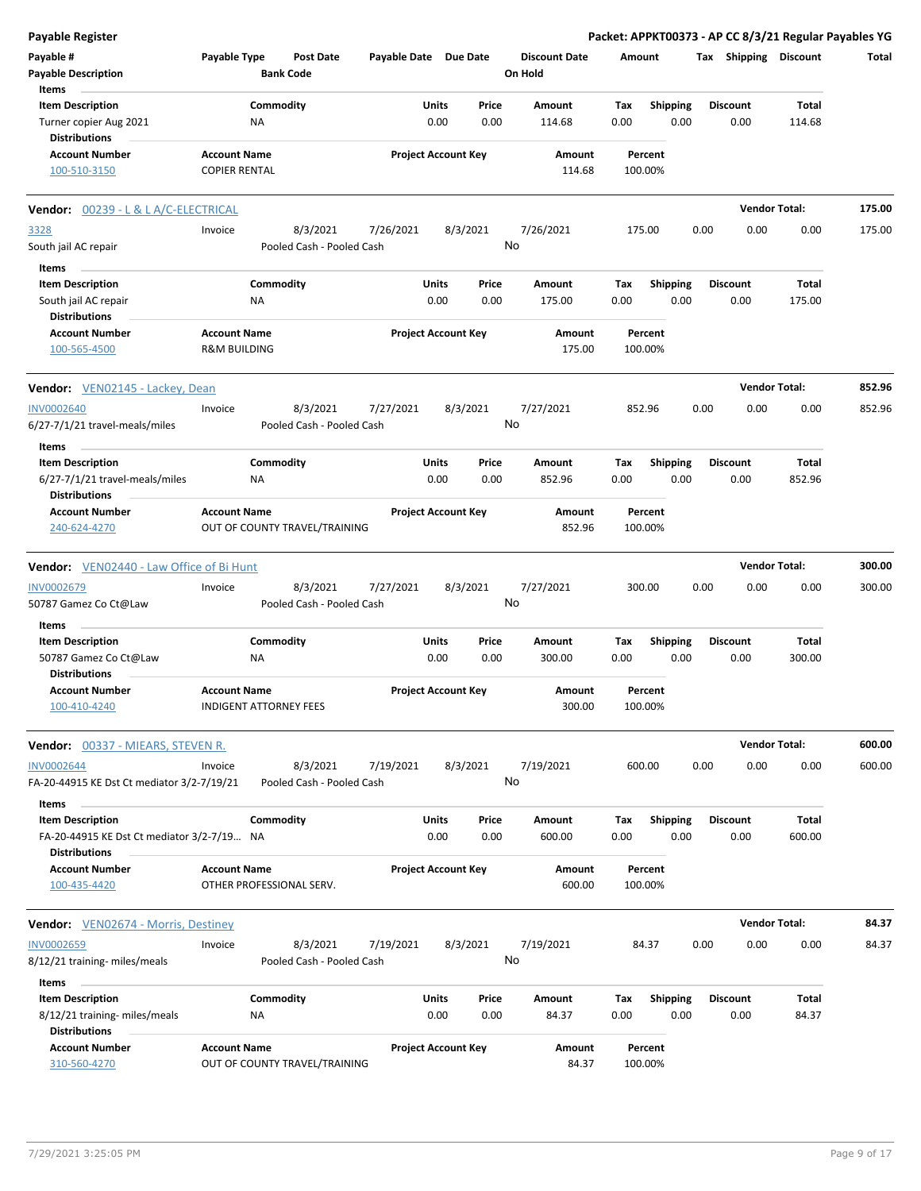**Payable Register** — **Packet: APPKT00373 - AP CC 8/3/21 Regular Payables YG**

| Payable # | Payable Type | Post Date | Payable Date | Due Date | Discount Date | Amount | Tax | Shipping | Discount | Total |
|---|---|---|---|---|---|---|---|---|---|---|
| Payable Description | | Bank Code | | | On Hold | | | | | |

**Items**

| Item Description | Commodity | Units | Price | Amount | Tax | Shipping | Discount | Total |
|---|---|---|---|---|---|---|---|---|
| Turner copier Aug 2021 | NA | 0.00 | 0.00 | 114.68 | 0.00 | 0.00 | 0.00 | 114.68 |

**Distributions**

| Account Number | Account Name | Project Account Key | Amount | Percent |
|---|---|---|---|---|
| 100-510-3150 | COPIER RENTAL | | 114.68 | 100.00% |

---

**Vendor:** 00239 - L & L A/C-ELECTRICAL — **Vendor Total:** 175.00

| Payable # | Payable Type | Post Date | Payable Date | Due Date | Discount Date | Amount | Tax | Shipping | Discount | Total |
|---|---|---|---|---|---|---|---|---|---|---|
| 3328 | Invoice | 8/3/2021 | 7/26/2021 | 8/3/2021 | 7/26/2021 | 175.00 | 0.00 | 0.00 | 0.00 | 175.00 |
| South jail AC repair | | Pooled Cash - Pooled Cash | | | No | | | | | |

**Items**

| Item Description | Commodity | Units | Price | Amount | Tax | Shipping | Discount | Total |
|---|---|---|---|---|---|---|---|---|
| South jail AC repair | NA | 0.00 | 0.00 | 175.00 | 0.00 | 0.00 | 0.00 | 175.00 |

**Distributions**

| Account Number | Account Name | Project Account Key | Amount | Percent |
|---|---|---|---|---|
| 100-565-4500 | R&M BUILDING | | 175.00 | 100.00% |

---

**Vendor:** VEN02145 - Lackey, Dean — **Vendor Total:** 852.96

| Payable # | Payable Type | Post Date | Payable Date | Due Date | Discount Date | Amount | Tax | Shipping | Discount | Total |
|---|---|---|---|---|---|---|---|---|---|---|
| INV0002640 | Invoice | 8/3/2021 | 7/27/2021 | 8/3/2021 | 7/27/2021 | 852.96 | 0.00 | 0.00 | 0.00 | 852.96 |
| 6/27-7/1/21 travel-meals/miles | | Pooled Cash - Pooled Cash | | | No | | | | | |

**Items**

| Item Description | Commodity | Units | Price | Amount | Tax | Shipping | Discount | Total |
|---|---|---|---|---|---|---|---|---|
| 6/27-7/1/21 travel-meals/miles | NA | 0.00 | 0.00 | 852.96 | 0.00 | 0.00 | 0.00 | 852.96 |

**Distributions**

| Account Number | Account Name | Project Account Key | Amount | Percent |
|---|---|---|---|---|
| 240-624-4270 | OUT OF COUNTY TRAVEL/TRAINING | | 852.96 | 100.00% |

---

**Vendor:** VEN02440 - Law Office of Bi Hunt — **Vendor Total:** 300.00

| Payable # | Payable Type | Post Date | Payable Date | Due Date | Discount Date | Amount | Tax | Shipping | Discount | Total |
|---|---|---|---|---|---|---|---|---|---|---|
| INV0002679 | Invoice | 8/3/2021 | 7/27/2021 | 8/3/2021 | 7/27/2021 | 300.00 | 0.00 | 0.00 | 0.00 | 300.00 |
| 50787 Gamez Co Ct@Law | | Pooled Cash - Pooled Cash | | | No | | | | | |

**Items**

| Item Description | Commodity | Units | Price | Amount | Tax | Shipping | Discount | Total |
|---|---|---|---|---|---|---|---|---|
| 50787 Gamez Co Ct@Law | NA | 0.00 | 0.00 | 300.00 | 0.00 | 0.00 | 0.00 | 300.00 |

**Distributions**

| Account Number | Account Name | Project Account Key | Amount | Percent |
|---|---|---|---|---|
| 100-410-4240 | INDIGENT ATTORNEY FEES | | 300.00 | 100.00% |

---

**Vendor:** 00337 - MIEARS, STEVEN R. — **Vendor Total:** 600.00

| Payable # | Payable Type | Post Date | Payable Date | Due Date | Discount Date | Amount | Tax | Shipping | Discount | Total |
|---|---|---|---|---|---|---|---|---|---|---|
| INV0002644 | Invoice | 8/3/2021 | 7/19/2021 | 8/3/2021 | 7/19/2021 | 600.00 | 0.00 | 0.00 | 0.00 | 600.00 |
| FA-20-44915 KE Dst Ct mediator 3/2-7/19/21 | | Pooled Cash - Pooled Cash | | | No | | | | | |

**Items**

| Item Description | Commodity | Units | Price | Amount | Tax | Shipping | Discount | Total |
|---|---|---|---|---|---|---|---|---|
| FA-20-44915 KE Dst Ct mediator 3/2-7/19... | NA | 0.00 | 0.00 | 600.00 | 0.00 | 0.00 | 0.00 | 600.00 |

**Distributions**

| Account Number | Account Name | Project Account Key | Amount | Percent |
|---|---|---|---|---|
| 100-435-4420 | OTHER PROFESSIONAL SERV. | | 600.00 | 100.00% |

---

**Vendor:** VEN02674 - Morris, Destiney — **Vendor Total:** 84.37

| Payable # | Payable Type | Post Date | Payable Date | Due Date | Discount Date | Amount | Tax | Shipping | Discount | Total |
|---|---|---|---|---|---|---|---|---|---|---|
| INV0002659 | Invoice | 8/3/2021 | 7/19/2021 | 8/3/2021 | 7/19/2021 | 84.37 | 0.00 | 0.00 | 0.00 | 84.37 |
| 8/12/21 training- miles/meals | | Pooled Cash - Pooled Cash | | | No | | | | | |

**Items**

| Item Description | Commodity | Units | Price | Amount | Tax | Shipping | Discount | Total |
|---|---|---|---|---|---|---|---|---|
| 8/12/21 training- miles/meals | NA | 0.00 | 0.00 | 84.37 | 0.00 | 0.00 | 0.00 | 84.37 |

**Distributions**

| Account Number | Account Name | Project Account Key | Amount | Percent |
|---|---|---|---|---|
| 310-560-4270 | OUT OF COUNTY TRAVEL/TRAINING | | 84.37 | 100.00% |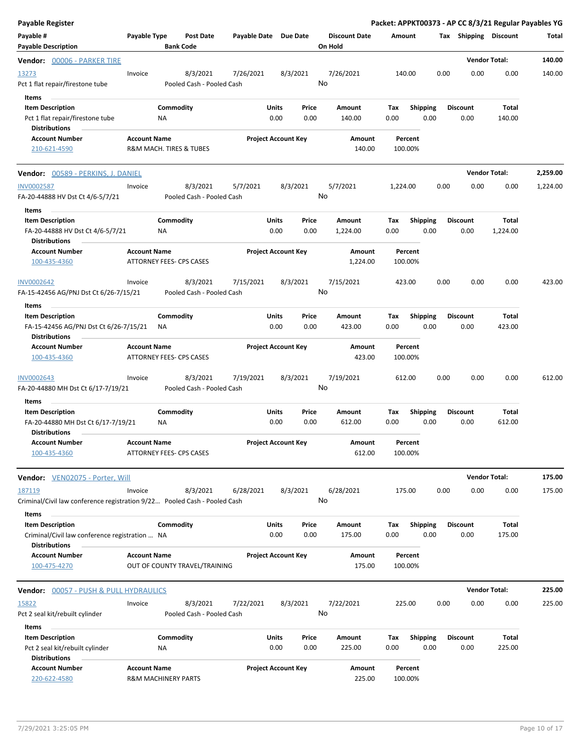**Payable Register** | **Packet: APPKT00373 - AP CC 8/3/21 Regular Payables YG**

| Payable # / Payable Description | Payable Type | Post Date / Bank Code | Payable Date | Due Date | Discount Date / On Hold | Amount | Tax | Shipping | Discount | Total |
|---|---|---|---|---|---|---|---|---|---|---|

## Vendor: 00006 - PARKER TIRE

**Vendor Total: 140.00**

| Payable # | Payable Type | Post Date | Payable Date | Due Date | Discount Date | Amount | Tax | Shipping | Discount | Total |
|---|---|---|---|---|---|---|---|---|---|---|
| 13273 | Invoice | 8/3/2021 | 7/26/2021 | 8/3/2021 | 7/26/2021 | 140.00 | 0.00 | 0.00 | 0.00 | 140.00 |

Pct 1 flat repair/firestone tube — Pooled Cash - Pooled Cash — On Hold: No

**Items**

| Item Description | Commodity | Units | Price | Amount | Tax | Shipping | Discount | Total |
|---|---|---|---|---|---|---|---|---|
| Pct 1 flat repair/firestone tube | NA | 0.00 | 0.00 | 140.00 | 0.00 | 0.00 | 0.00 | 140.00 |

**Distributions**

| Account Number | Account Name | Project Account Key | Amount | Percent |
|---|---|---|---|---|
| 210-621-4590 | R&M MACH. TIRES & TUBES | | 140.00 | 100.00% |

## Vendor: 00589 - PERKINS, J. DANIEL

**Vendor Total: 2,259.00**

| Payable # | Payable Type | Post Date | Payable Date | Due Date | Discount Date | Amount | Tax | Shipping | Discount | Total |
|---|---|---|---|---|---|---|---|---|---|---|
| INV0002587 | Invoice | 8/3/2021 | 5/7/2021 | 8/3/2021 | 5/7/2021 | 1,224.00 | 0.00 | 0.00 | 0.00 | 1,224.00 |

FA-20-44888 HV Dst Ct 4/6-5/7/21 — Pooled Cash - Pooled Cash — On Hold: No

**Items**

| Item Description | Commodity | Units | Price | Amount | Tax | Shipping | Discount | Total |
|---|---|---|---|---|---|---|---|---|
| FA-20-44888 HV Dst Ct 4/6-5/7/21 | NA | 0.00 | 0.00 | 1,224.00 | 0.00 | 0.00 | 0.00 | 1,224.00 |

**Distributions**

| Account Number | Account Name | Project Account Key | Amount | Percent |
|---|---|---|---|---|
| 100-435-4360 | ATTORNEY FEES- CPS CASES | | 1,224.00 | 100.00% |

| Payable # | Payable Type | Post Date | Payable Date | Due Date | Discount Date | Amount | Tax | Shipping | Discount | Total |
|---|---|---|---|---|---|---|---|---|---|---|
| INV0002642 | Invoice | 8/3/2021 | 7/15/2021 | 8/3/2021 | 7/15/2021 | 423.00 | 0.00 | 0.00 | 0.00 | 423.00 |

FA-15-42456 AG/PNJ Dst Ct 6/26-7/15/21 — Pooled Cash - Pooled Cash — On Hold: No

**Items**

| Item Description | Commodity | Units | Price | Amount | Tax | Shipping | Discount | Total |
|---|---|---|---|---|---|---|---|---|
| FA-15-42456 AG/PNJ Dst Ct 6/26-7/15/21 | NA | 0.00 | 0.00 | 423.00 | 0.00 | 0.00 | 0.00 | 423.00 |

**Distributions**

| Account Number | Account Name | Project Account Key | Amount | Percent |
|---|---|---|---|---|
| 100-435-4360 | ATTORNEY FEES- CPS CASES | | 423.00 | 100.00% |

| Payable # | Payable Type | Post Date | Payable Date | Due Date | Discount Date | Amount | Tax | Shipping | Discount | Total |
|---|---|---|---|---|---|---|---|---|---|---|
| INV0002643 | Invoice | 8/3/2021 | 7/19/2021 | 8/3/2021 | 7/19/2021 | 612.00 | 0.00 | 0.00 | 0.00 | 612.00 |

FA-20-44880 MH Dst Ct 6/17-7/19/21 — Pooled Cash - Pooled Cash — On Hold: No

**Items**

| Item Description | Commodity | Units | Price | Amount | Tax | Shipping | Discount | Total |
|---|---|---|---|---|---|---|---|---|
| FA-20-44880 MH Dst Ct 6/17-7/19/21 | NA | 0.00 | 0.00 | 612.00 | 0.00 | 0.00 | 0.00 | 612.00 |

**Distributions**

| Account Number | Account Name | Project Account Key | Amount | Percent |
|---|---|---|---|---|
| 100-435-4360 | ATTORNEY FEES- CPS CASES | | 612.00 | 100.00% |

## Vendor: VEN02075 - Porter, Will

**Vendor Total: 175.00**

| Payable # | Payable Type | Post Date | Payable Date | Due Date | Discount Date | Amount | Tax | Shipping | Discount | Total |
|---|---|---|---|---|---|---|---|---|---|---|
| 187119 | Invoice | 8/3/2021 | 6/28/2021 | 8/3/2021 | 6/28/2021 | 175.00 | 0.00 | 0.00 | 0.00 | 175.00 |

Criminal/Civil law conference registration 9/22... — Pooled Cash - Pooled Cash — On Hold: No

**Items**

| Item Description | Commodity | Units | Price | Amount | Tax | Shipping | Discount | Total |
|---|---|---|---|---|---|---|---|---|
| Criminal/Civil law conference registration ... | NA | 0.00 | 0.00 | 175.00 | 0.00 | 0.00 | 0.00 | 175.00 |

**Distributions**

| Account Number | Account Name | Project Account Key | Amount | Percent |
|---|---|---|---|---|
| 100-475-4270 | OUT OF COUNTY TRAVEL/TRAINING | | 175.00 | 100.00% |

## Vendor: 00057 - PUSH & PULL HYDRAULICS

**Vendor Total: 225.00**

| Payable # | Payable Type | Post Date | Payable Date | Due Date | Discount Date | Amount | Tax | Shipping | Discount | Total |
|---|---|---|---|---|---|---|---|---|---|---|
| 15822 | Invoice | 8/3/2021 | 7/22/2021 | 8/3/2021 | 7/22/2021 | 225.00 | 0.00 | 0.00 | 0.00 | 225.00 |

Pct 2 seal kit/rebuilt cylinder — Pooled Cash - Pooled Cash — On Hold: No

**Items**

| Item Description | Commodity | Units | Price | Amount | Tax | Shipping | Discount | Total |
|---|---|---|---|---|---|---|---|---|
| Pct 2 seal kit/rebuilt cylinder | NA | 0.00 | 0.00 | 225.00 | 0.00 | 0.00 | 0.00 | 225.00 |

**Distributions**

| Account Number | Account Name | Project Account Key | Amount | Percent |
|---|---|---|---|---|
| 220-622-4580 | R&M MACHINERY PARTS | | 225.00 | 100.00% |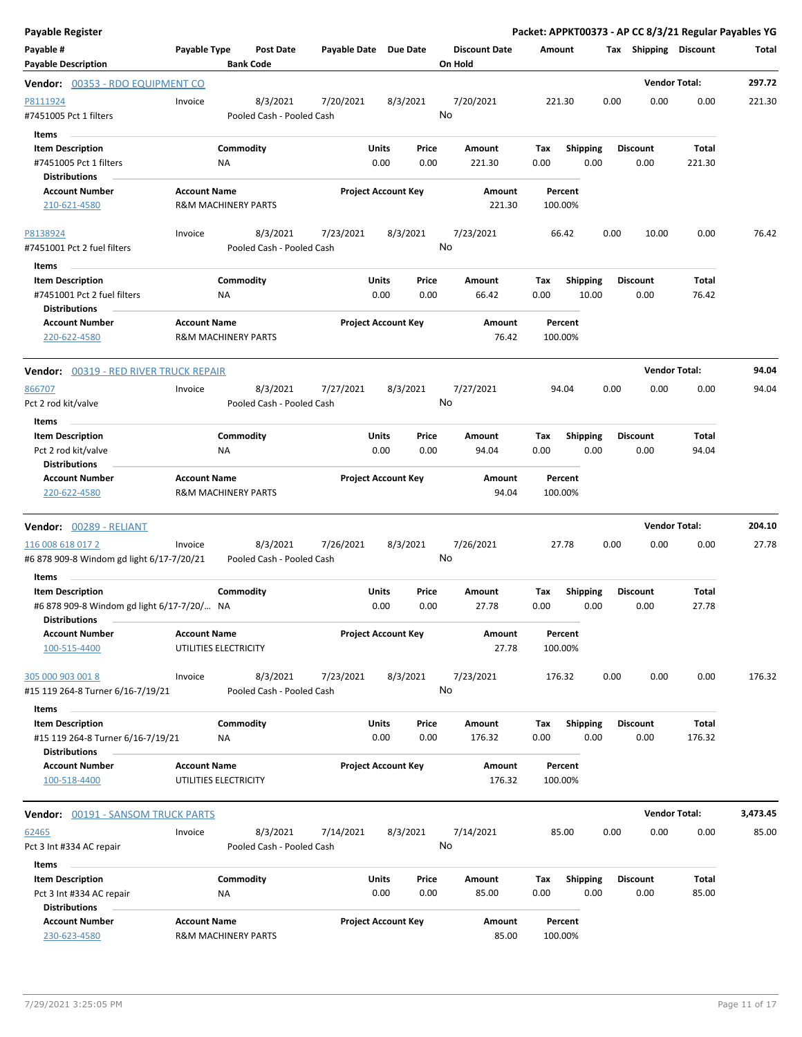**Payable Register** — Packet: APPKT00373 - AP CC 8/3/21 Regular Payables YG

| Payable # / Payable Description | Payable Type | Post Date / Bank Code | Payable Date | Due Date | Discount Date / On Hold | Amount | Tax | Shipping | Discount | Total |
|---|---|---|---|---|---|---|---|---|---|---|

## Vendor: 00353 - RDO EQUIPMENT CO — Vendor Total: 297.72

| Payable # | Payable Type | Post Date | Payable Date | Due Date | Discount Date | Amount | Tax | Shipping | Discount | Total |
|---|---|---|---|---|---|---|---|---|---|---|
| P8111924 | Invoice | 8/3/2021 | 7/20/2021 | 8/3/2021 | 7/20/2021 | 221.30 | 0.00 | 0.00 | 0.00 | 221.30 |
| #7451005 Pct 1 filters | | Pooled Cash - Pooled Cash | | | No | | | | | |

**Items**

| Item Description | Commodity | Units | Price | Amount | Tax | Shipping | Discount | Total |
|---|---|---|---|---|---|---|---|---|
| #7451005 Pct 1 filters | NA | 0.00 | 0.00 | 221.30 | 0.00 | 0.00 | 0.00 | 221.30 |

**Distributions**

| Account Number | Account Name | Project Account Key | Amount | Percent |
|---|---|---|---|---|
| 210-621-4580 | R&M MACHINERY PARTS | | 221.30 | 100.00% |

| Payable # | Payable Type | Post Date | Payable Date | Due Date | Discount Date | Amount | Tax | Shipping | Discount | Total |
|---|---|---|---|---|---|---|---|---|---|---|
| P8138924 | Invoice | 8/3/2021 | 7/23/2021 | 8/3/2021 | 7/23/2021 | 66.42 | 0.00 | 10.00 | 0.00 | 76.42 |
| #7451001 Pct 2 fuel filters | | Pooled Cash - Pooled Cash | | | No | | | | | |

**Items**

| Item Description | Commodity | Units | Price | Amount | Tax | Shipping | Discount | Total |
|---|---|---|---|---|---|---|---|---|
| #7451001 Pct 2 fuel filters | NA | 0.00 | 0.00 | 66.42 | 0.00 | 10.00 | 0.00 | 76.42 |

**Distributions**

| Account Number | Account Name | Project Account Key | Amount | Percent |
|---|---|---|---|---|
| 220-622-4580 | R&M MACHINERY PARTS | | 76.42 | 100.00% |

## Vendor: 00319 - RED RIVER TRUCK REPAIR — Vendor Total: 94.04

| Payable # | Payable Type | Post Date | Payable Date | Due Date | Discount Date | Amount | Tax | Shipping | Discount | Total |
|---|---|---|---|---|---|---|---|---|---|---|
| 866707 | Invoice | 8/3/2021 | 7/27/2021 | 8/3/2021 | 7/27/2021 | 94.04 | 0.00 | 0.00 | 0.00 | 94.04 |
| Pct 2 rod kit/valve | | Pooled Cash - Pooled Cash | | | No | | | | | |

**Items**

| Item Description | Commodity | Units | Price | Amount | Tax | Shipping | Discount | Total |
|---|---|---|---|---|---|---|---|---|
| Pct 2 rod kit/valve | NA | 0.00 | 0.00 | 94.04 | 0.00 | 0.00 | 0.00 | 94.04 |

**Distributions**

| Account Number | Account Name | Project Account Key | Amount | Percent |
|---|---|---|---|---|
| 220-622-4580 | R&M MACHINERY PARTS | | 94.04 | 100.00% |

## Vendor: 00289 - RELIANT — Vendor Total: 204.10

| Payable # | Payable Type | Post Date | Payable Date | Due Date | Discount Date | Amount | Tax | Shipping | Discount | Total |
|---|---|---|---|---|---|---|---|---|---|---|
| 116 008 618 017 2 | Invoice | 8/3/2021 | 7/26/2021 | 8/3/2021 | 7/26/2021 | 27.78 | 0.00 | 0.00 | 0.00 | 27.78 |
| #6 878 909-8 Windom gd light 6/17-7/20/21 | | Pooled Cash - Pooled Cash | | | No | | | | | |

**Items**

| Item Description | Commodity | Units | Price | Amount | Tax | Shipping | Discount | Total |
|---|---|---|---|---|---|---|---|---|
| #6 878 909-8 Windom gd light 6/17-7/20/... | NA | 0.00 | 0.00 | 27.78 | 0.00 | 0.00 | 0.00 | 27.78 |

**Distributions**

| Account Number | Account Name | Project Account Key | Amount | Percent |
|---|---|---|---|---|
| 100-515-4400 | UTILITIES ELECTRICITY | | 27.78 | 100.00% |

| Payable # | Payable Type | Post Date | Payable Date | Due Date | Discount Date | Amount | Tax | Shipping | Discount | Total |
|---|---|---|---|---|---|---|---|---|---|---|
| 305 000 903 001 8 | Invoice | 8/3/2021 | 7/23/2021 | 8/3/2021 | 7/23/2021 | 176.32 | 0.00 | 0.00 | 0.00 | 176.32 |
| #15 119 264-8 Turner 6/16-7/19/21 | | Pooled Cash - Pooled Cash | | | No | | | | | |

**Items**

| Item Description | Commodity | Units | Price | Amount | Tax | Shipping | Discount | Total |
|---|---|---|---|---|---|---|---|---|
| #15 119 264-8 Turner 6/16-7/19/21 | NA | 0.00 | 0.00 | 176.32 | 0.00 | 0.00 | 0.00 | 176.32 |

**Distributions**

| Account Number | Account Name | Project Account Key | Amount | Percent |
|---|---|---|---|---|
| 100-518-4400 | UTILITIES ELECTRICITY | | 176.32 | 100.00% |

## Vendor: 00191 - SANSOM TRUCK PARTS — Vendor Total: 3,473.45

| Payable # | Payable Type | Post Date | Payable Date | Due Date | Discount Date | Amount | Tax | Shipping | Discount | Total |
|---|---|---|---|---|---|---|---|---|---|---|
| 62465 | Invoice | 8/3/2021 | 7/14/2021 | 8/3/2021 | 7/14/2021 | 85.00 | 0.00 | 0.00 | 0.00 | 85.00 |
| Pct 3 Int #334 AC repair | | Pooled Cash - Pooled Cash | | | No | | | | | |

**Items**

| Item Description | Commodity | Units | Price | Amount | Tax | Shipping | Discount | Total |
|---|---|---|---|---|---|---|---|---|
| Pct 3 Int #334 AC repair | NA | 0.00 | 0.00 | 85.00 | 0.00 | 0.00 | 0.00 | 85.00 |

**Distributions**

| Account Number | Account Name | Project Account Key | Amount | Percent |
|---|---|---|---|---|
| 230-623-4580 | R&M MACHINERY PARTS | | 85.00 | 100.00% |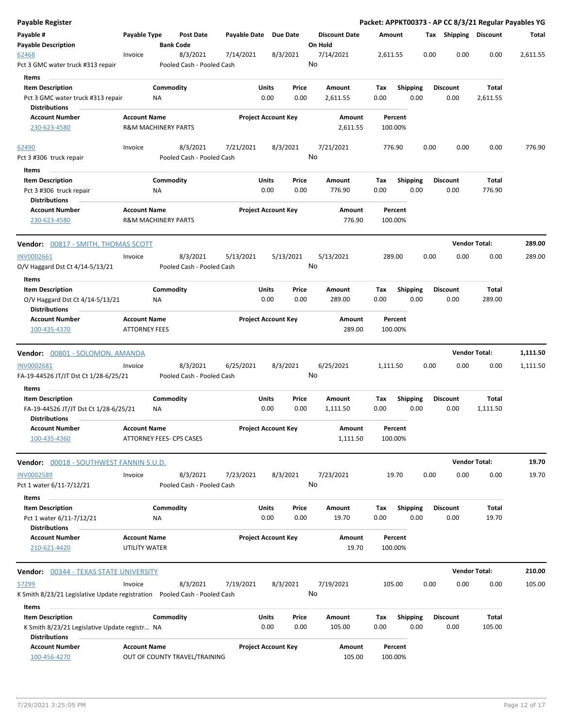**Payable Register** — Packet: APPKT00373 - AP CC 8/3/21 Regular Payables YG

| Payable # | Payable Type | Post Date | Payable Date | Due Date | Discount Date | Amount | Tax | Shipping | Discount | Total |
|---|---|---|---|---|---|---|---|---|---|---|
| **Payable Description** | | **Bank Code** | | | **On Hold** | | | | | |
| 62468 | Invoice | 8/3/2021 | 7/14/2021 | 8/3/2021 | 7/14/2021 | 2,611.55 | 0.00 | 0.00 | 0.00 | 2,611.55 |
| Pct 3 GMC water truck #313 repair | | Pooled Cash - Pooled Cash | | | No | | | | | |

**Items**

| Item Description | Commodity | Units | Price | Amount | Tax | Shipping | Discount | Total |
|---|---|---|---|---|---|---|---|---|
| Pct 3 GMC water truck #313 repair | NA | 0.00 | 0.00 | 2,611.55 | 0.00 | 0.00 | 0.00 | 2,611.55 |

**Distributions**

| Account Number | Account Name | Project Account Key | Amount | Percent |
|---|---|---|---|---|
| 230-623-4580 | R&M MACHINERY PARTS | | 2,611.55 | 100.00% |

| Payable # | Payable Type | Post Date | Payable Date | Due Date | Discount Date | Amount | Tax | Shipping | Discount | Total |
|---|---|---|---|---|---|---|---|---|---|---|
| 62490 | Invoice | 8/3/2021 | 7/21/2021 | 8/3/2021 | 7/21/2021 | 776.90 | 0.00 | 0.00 | 0.00 | 776.90 |
| Pct 3 #306 truck repair | | Pooled Cash - Pooled Cash | | | No | | | | | |

**Items**

| Item Description | Commodity | Units | Price | Amount | Tax | Shipping | Discount | Total |
|---|---|---|---|---|---|---|---|---|
| Pct 3 #306 truck repair | NA | 0.00 | 0.00 | 776.90 | 0.00 | 0.00 | 0.00 | 776.90 |

**Distributions**

| Account Number | Account Name | Project Account Key | Amount | Percent |
|---|---|---|---|---|
| 230-623-4580 | R&M MACHINERY PARTS | | 776.90 | 100.00% |

## Vendor: 00817 - SMITH, THOMAS SCOTT — Vendor Total: 289.00

| Payable # | Payable Type | Post Date | Payable Date | Due Date | Discount Date | Amount | Tax | Shipping | Discount | Total |
|---|---|---|---|---|---|---|---|---|---|---|
| INV0002661 | Invoice | 8/3/2021 | 5/13/2021 | 5/13/2021 | 5/13/2021 | 289.00 | 0.00 | 0.00 | 0.00 | 289.00 |
| O/V Haggard Dst Ct 4/14-5/13/21 | | Pooled Cash - Pooled Cash | | | No | | | | | |

**Items**

| Item Description | Commodity | Units | Price | Amount | Tax | Shipping | Discount | Total |
|---|---|---|---|---|---|---|---|---|
| O/V Haggard Dst Ct 4/14-5/13/21 | NA | 0.00 | 0.00 | 289.00 | 0.00 | 0.00 | 0.00 | 289.00 |

**Distributions**

| Account Number | Account Name | Project Account Key | Amount | Percent |
|---|---|---|---|---|
| 100-435-4370 | ATTORNEY FEES | | 289.00 | 100.00% |

## Vendor: 00801 - SOLOMON, AMANDA — Vendor Total: 1,111.50

| Payable # | Payable Type | Post Date | Payable Date | Due Date | Discount Date | Amount | Tax | Shipping | Discount | Total |
|---|---|---|---|---|---|---|---|---|---|---|
| INV0002681 | Invoice | 8/3/2021 | 6/25/2021 | 8/3/2021 | 6/25/2021 | 1,111.50 | 0.00 | 0.00 | 0.00 | 1,111.50 |
| FA-19-44526 JT/JT Dst Ct 1/28-6/25/21 | | Pooled Cash - Pooled Cash | | | No | | | | | |

**Items**

| Item Description | Commodity | Units | Price | Amount | Tax | Shipping | Discount | Total |
|---|---|---|---|---|---|---|---|---|
| FA-19-44526 JT/JT Dst Ct 1/28-6/25/21 | NA | 0.00 | 0.00 | 1,111.50 | 0.00 | 0.00 | 0.00 | 1,111.50 |

**Distributions**

| Account Number | Account Name | Project Account Key | Amount | Percent |
|---|---|---|---|---|
| 100-435-4360 | ATTORNEY FEES- CPS CASES | | 1,111.50 | 100.00% |

## Vendor: 00018 - SOUTHWEST FANNIN S.U.D. — Vendor Total: 19.70

| Payable # | Payable Type | Post Date | Payable Date | Due Date | Discount Date | Amount | Tax | Shipping | Discount | Total |
|---|---|---|---|---|---|---|---|---|---|---|
| INV0002589 | Invoice | 8/3/2021 | 7/23/2021 | 8/3/2021 | 7/23/2021 | 19.70 | 0.00 | 0.00 | 0.00 | 19.70 |
| Pct 1 water 6/11-7/12/21 | | Pooled Cash - Pooled Cash | | | No | | | | | |

**Items**

| Item Description | Commodity | Units | Price | Amount | Tax | Shipping | Discount | Total |
|---|---|---|---|---|---|---|---|---|
| Pct 1 water 6/11-7/12/21 | NA | 0.00 | 0.00 | 19.70 | 0.00 | 0.00 | 0.00 | 19.70 |

**Distributions**

| Account Number | Account Name | Project Account Key | Amount | Percent |
|---|---|---|---|---|
| 210-621-4420 | UTILITY WATER | | 19.70 | 100.00% |

## Vendor: 00344 - TEXAS STATE UNIVERSITY — Vendor Total: 210.00

| Payable # | Payable Type | Post Date | Payable Date | Due Date | Discount Date | Amount | Tax | Shipping | Discount | Total |
|---|---|---|---|---|---|---|---|---|---|---|
| 57299 | Invoice | 8/3/2021 | 7/19/2021 | 8/3/2021 | 7/19/2021 | 105.00 | 0.00 | 0.00 | 0.00 | 105.00 |
| K Smith 8/23/21 Legislative Update registration | | Pooled Cash - Pooled Cash | | | No | | | | | |

**Items**

| Item Description | Commodity | Units | Price | Amount | Tax | Shipping | Discount | Total |
|---|---|---|---|---|---|---|---|---|
| K Smith 8/23/21 Legislative Update registr... | NA | 0.00 | 0.00 | 105.00 | 0.00 | 0.00 | 0.00 | 105.00 |

**Distributions**

| Account Number | Account Name | Project Account Key | Amount | Percent |
|---|---|---|---|---|
| 100-456-4270 | OUT OF COUNTY TRAVEL/TRAINING | | 105.00 | 100.00% |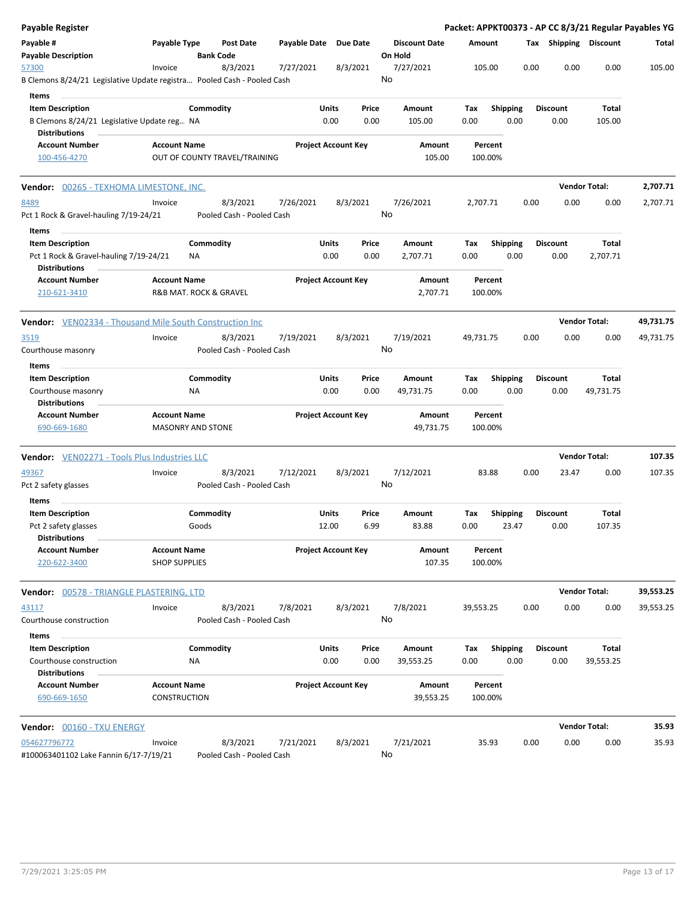**Payable Register** — **Packet: APPKT00373 - AP CC 8/3/21 Regular Payables YG**

| Payable # | Payable Type | Post Date | Payable Date | Due Date | Discount Date | Amount | Tax | Shipping | Discount | Total |
|---|---|---|---|---|---|---|---|---|---|---|
| **Payable Description** | | **Bank Code** | | | **On Hold** | | | | | |
| 57300 | Invoice | 8/3/2021 | 7/27/2021 | 8/3/2021 | 7/27/2021 | 105.00 | 0.00 | 0.00 | 0.00 | 105.00 |
| B Clemons 8/24/21 Legislative Update registra… | | Pooled Cash - Pooled Cash | | | No | | | | | |

**Items**

| Item Description | Commodity | Units | Price | Amount | Tax | Shipping | Discount | Total |
|---|---|---|---|---|---|---|---|---|
| B Clemons 8/24/21 Legislative Update reg… | NA | 0.00 | 0.00 | 105.00 | 0.00 | 0.00 | 0.00 | 105.00 |

**Distributions**

| Account Number | Account Name | Project Account Key | Amount | Percent |
|---|---|---|---|---|
| 100-456-4270 | OUT OF COUNTY TRAVEL/TRAINING | | 105.00 | 100.00% |

**Vendor:** 00265 - TEXHOMA LIMESTONE, INC. — **Vendor Total: 2,707.71**

| Payable # | Payable Type | Post Date | Payable Date | Due Date | Discount Date | Amount | Tax | Shipping | Discount | Total |
|---|---|---|---|---|---|---|---|---|---|---|
| 8489 | Invoice | 8/3/2021 | 7/26/2021 | 8/3/2021 | 7/26/2021 | 2,707.71 | 0.00 | 0.00 | 0.00 | 2,707.71 |
| Pct 1 Rock & Gravel-hauling 7/19-24/21 | | Pooled Cash - Pooled Cash | | | No | | | | | |

**Items**

| Item Description | Commodity | Units | Price | Amount | Tax | Shipping | Discount | Total |
|---|---|---|---|---|---|---|---|---|
| Pct 1 Rock & Gravel-hauling 7/19-24/21 | NA | 0.00 | 0.00 | 2,707.71 | 0.00 | 0.00 | 0.00 | 2,707.71 |

**Distributions**

| Account Number | Account Name | Project Account Key | Amount | Percent |
|---|---|---|---|---|
| 210-621-3410 | R&B MAT. ROCK & GRAVEL | | 2,707.71 | 100.00% |

**Vendor:** VEN02334 - Thousand Mile South Construction Inc — **Vendor Total: 49,731.75**

| Payable # | Payable Type | Post Date | Payable Date | Due Date | Discount Date | Amount | Tax | Shipping | Discount | Total |
|---|---|---|---|---|---|---|---|---|---|---|
| 3519 | Invoice | 8/3/2021 | 7/19/2021 | 8/3/2021 | 7/19/2021 | 49,731.75 | 0.00 | 0.00 | 0.00 | 49,731.75 |
| Courthouse masonry | | Pooled Cash - Pooled Cash | | | No | | | | | |

**Items**

| Item Description | Commodity | Units | Price | Amount | Tax | Shipping | Discount | Total |
|---|---|---|---|---|---|---|---|---|
| Courthouse masonry | NA | 0.00 | 0.00 | 49,731.75 | 0.00 | 0.00 | 0.00 | 49,731.75 |

**Distributions**

| Account Number | Account Name | Project Account Key | Amount | Percent |
|---|---|---|---|---|
| 690-669-1680 | MASONRY AND STONE | | 49,731.75 | 100.00% |

**Vendor:** VEN02271 - Tools Plus Industries LLC — **Vendor Total: 107.35**

| Payable # | Payable Type | Post Date | Payable Date | Due Date | Discount Date | Amount | Tax | Shipping | Discount | Total |
|---|---|---|---|---|---|---|---|---|---|---|
| 49367 | Invoice | 8/3/2021 | 7/12/2021 | 8/3/2021 | 7/12/2021 | 83.88 | 0.00 | 23.47 | 0.00 | 107.35 |
| Pct 2 safety glasses | | Pooled Cash - Pooled Cash | | | No | | | | | |

**Items**

| Item Description | Commodity | Units | Price | Amount | Tax | Shipping | Discount | Total |
|---|---|---|---|---|---|---|---|---|
| Pct 2 safety glasses | Goods | 12.00 | 6.99 | 83.88 | 0.00 | 23.47 | 0.00 | 107.35 |

**Distributions**

| Account Number | Account Name | Project Account Key | Amount | Percent |
|---|---|---|---|---|
| 220-622-3400 | SHOP SUPPLIES | | 107.35 | 100.00% |

**Vendor:** 00578 - TRIANGLE PLASTERING, LTD — **Vendor Total: 39,553.25**

| Payable # | Payable Type | Post Date | Payable Date | Due Date | Discount Date | Amount | Tax | Shipping | Discount | Total |
|---|---|---|---|---|---|---|---|---|---|---|
| 43117 | Invoice | 8/3/2021 | 7/8/2021 | 8/3/2021 | 7/8/2021 | 39,553.25 | 0.00 | 0.00 | 0.00 | 39,553.25 |
| Courthouse construction | | Pooled Cash - Pooled Cash | | | No | | | | | |

**Items**

| Item Description | Commodity | Units | Price | Amount | Tax | Shipping | Discount | Total |
|---|---|---|---|---|---|---|---|---|
| Courthouse construction | NA | 0.00 | 0.00 | 39,553.25 | 0.00 | 0.00 | 0.00 | 39,553.25 |

**Distributions**

| Account Number | Account Name | Project Account Key | Amount | Percent |
|---|---|---|---|---|
| 690-669-1650 | CONSTRUCTION | | 39,553.25 | 100.00% |

**Vendor:** 00160 - TXU ENERGY — **Vendor Total: 35.93**

| Payable # | Payable Type | Post Date | Payable Date | Due Date | Discount Date | Amount | Tax | Shipping | Discount | Total |
|---|---|---|---|---|---|---|---|---|---|---|
| 054627796772 | Invoice | 8/3/2021 | 7/21/2021 | 8/3/2021 | 7/21/2021 | 35.93 | 0.00 | 0.00 | 0.00 | 35.93 |
| #100063401102 Lake Fannin 6/17-7/19/21 | | Pooled Cash - Pooled Cash | | | No | | | | | |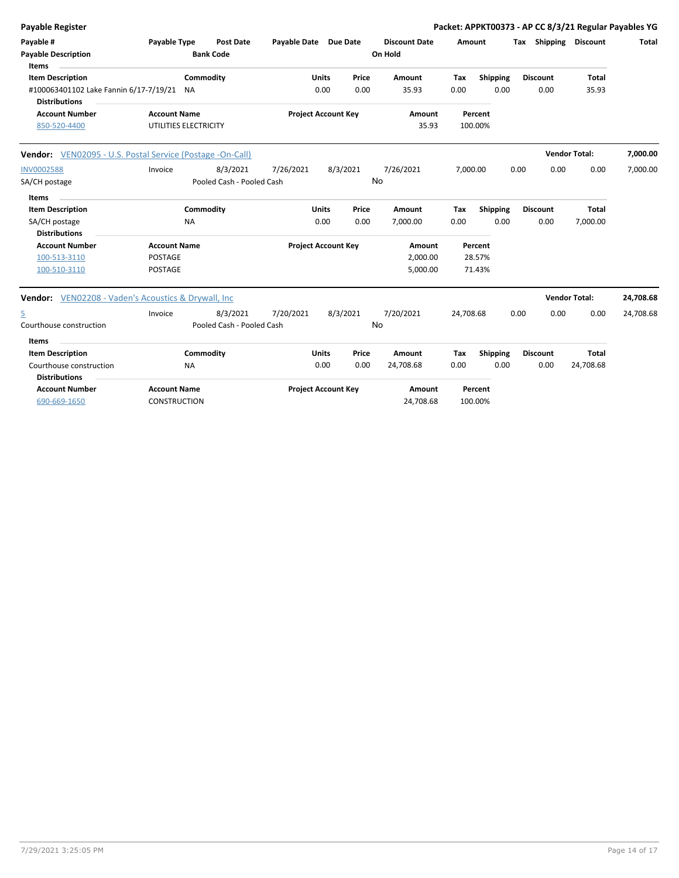**Payable Register** — **Packet: APPKT00373 - AP CC 8/3/21 Regular Payables YG**

| Payable # | Payable Type | Post Date | Payable Date | Due Date | Discount Date | Amount | Tax | Shipping | Discount | Total |
|---|---|---|---|---|---|---|---|---|---|---|
| Payable Description | | Bank Code | | | On Hold | | | | | |

**Items**

| Item Description | Commodity | Units | Price | Amount | Tax | Shipping | Discount | Total |
|---|---|---|---|---|---|---|---|---|
| #100063401102 Lake Fannin 6/17-7/19/21 | NA | 0.00 | 0.00 | 35.93 | 0.00 | 0.00 | 0.00 | 35.93 |

**Distributions**

| Account Number | Account Name | Project Account Key | Amount | Percent |
|---|---|---|---|---|
| 850-520-4400 | UTILITIES ELECTRICITY | | 35.93 | 100.00% |

**Vendor:** VEN02095 - U.S. Postal Service (Postage -On-Call) — **Vendor Total: 7,000.00**

| Payable # | Payable Type | Post Date | Payable Date | Due Date | Discount Date | Amount | Tax | Shipping | Discount | Total |
|---|---|---|---|---|---|---|---|---|---|---|
| INV0002588 | Invoice | 8/3/2021 | 7/26/2021 | 8/3/2021 | 7/26/2021 | 7,000.00 | 0.00 | 0.00 | 0.00 | 7,000.00 |
| SA/CH postage | | Pooled Cash - Pooled Cash | | | No | | | | | |

**Items**

| Item Description | Commodity | Units | Price | Amount | Tax | Shipping | Discount | Total |
|---|---|---|---|---|---|---|---|---|
| SA/CH postage | NA | 0.00 | 0.00 | 7,000.00 | 0.00 | 0.00 | 0.00 | 7,000.00 |

**Distributions**

| Account Number | Account Name | Project Account Key | Amount | Percent |
|---|---|---|---|---|
| 100-513-3110 | POSTAGE | | 2,000.00 | 28.57% |
| 100-510-3110 | POSTAGE | | 5,000.00 | 71.43% |

**Vendor:** VEN02208 - Vaden's Acoustics & Drywall, Inc — **Vendor Total: 24,708.68**

| Payable # | Payable Type | Post Date | Payable Date | Due Date | Discount Date | Amount | Tax | Shipping | Discount | Total |
|---|---|---|---|---|---|---|---|---|---|---|
| 5 | Invoice | 8/3/2021 | 7/20/2021 | 8/3/2021 | 7/20/2021 | 24,708.68 | 0.00 | 0.00 | 0.00 | 24,708.68 |
| Courthouse construction | | Pooled Cash - Pooled Cash | | | No | | | | | |

**Items**

| Item Description | Commodity | Units | Price | Amount | Tax | Shipping | Discount | Total |
|---|---|---|---|---|---|---|---|---|
| Courthouse construction | NA | 0.00 | 0.00 | 24,708.68 | 0.00 | 0.00 | 0.00 | 24,708.68 |

**Distributions**

| Account Number | Account Name | Project Account Key | Amount | Percent |
|---|---|---|---|---|
| 690-669-1650 | CONSTRUCTION | | 24,708.68 | 100.00% |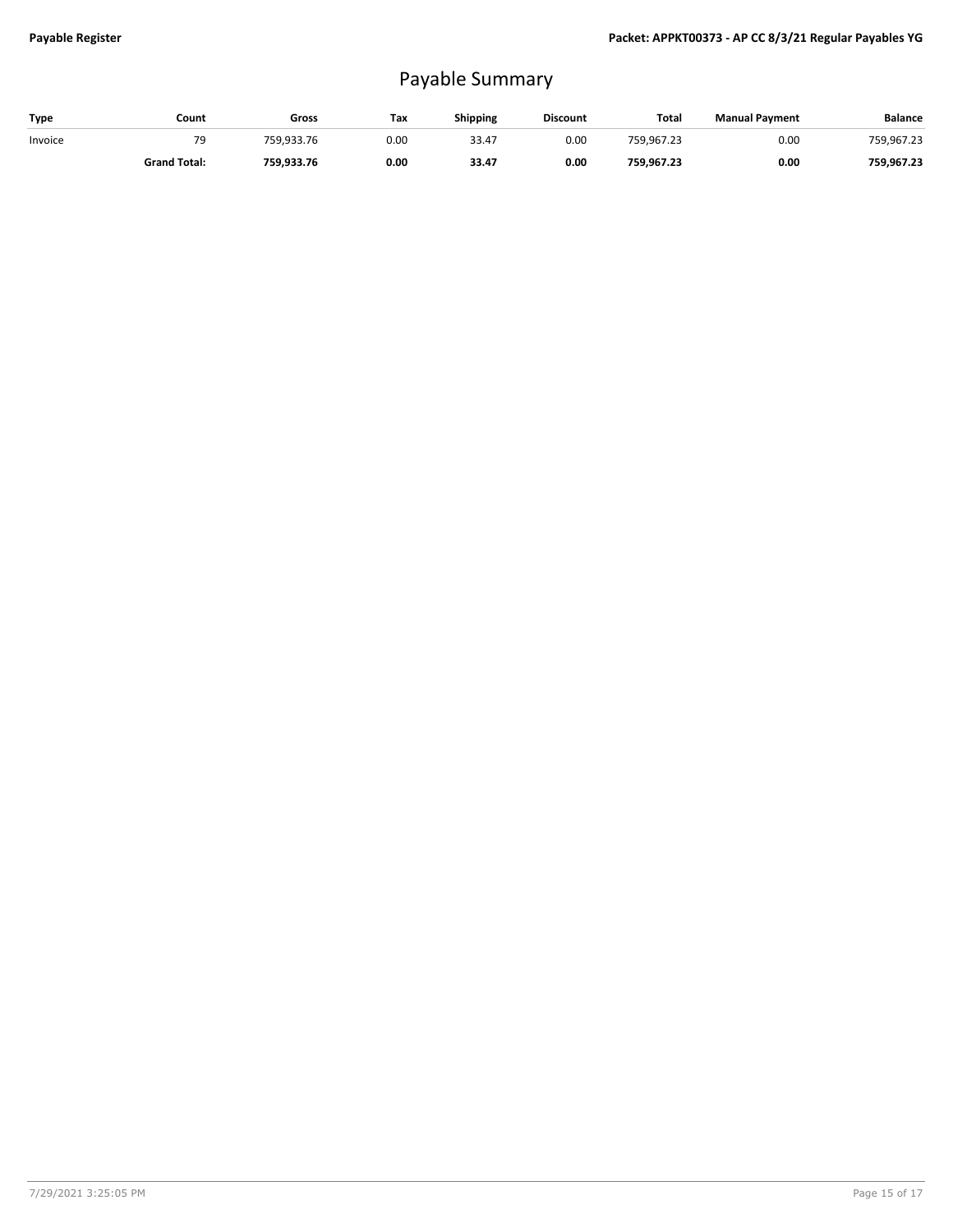# Payable Summary

| Type | Count | Gross | Tax | Shipping | Discount | Total | Manual Payment | Balance |
|---|---|---|---|---|---|---|---|---|
| Invoice | 79 | 759,933.76 | 0.00 | 33.47 | 0.00 | 759,967.23 | 0.00 | 759,967.23 |
| | **Grand Total:** | **759,933.76** | **0.00** | **33.47** | **0.00** | **759,967.23** | **0.00** | **759,967.23** |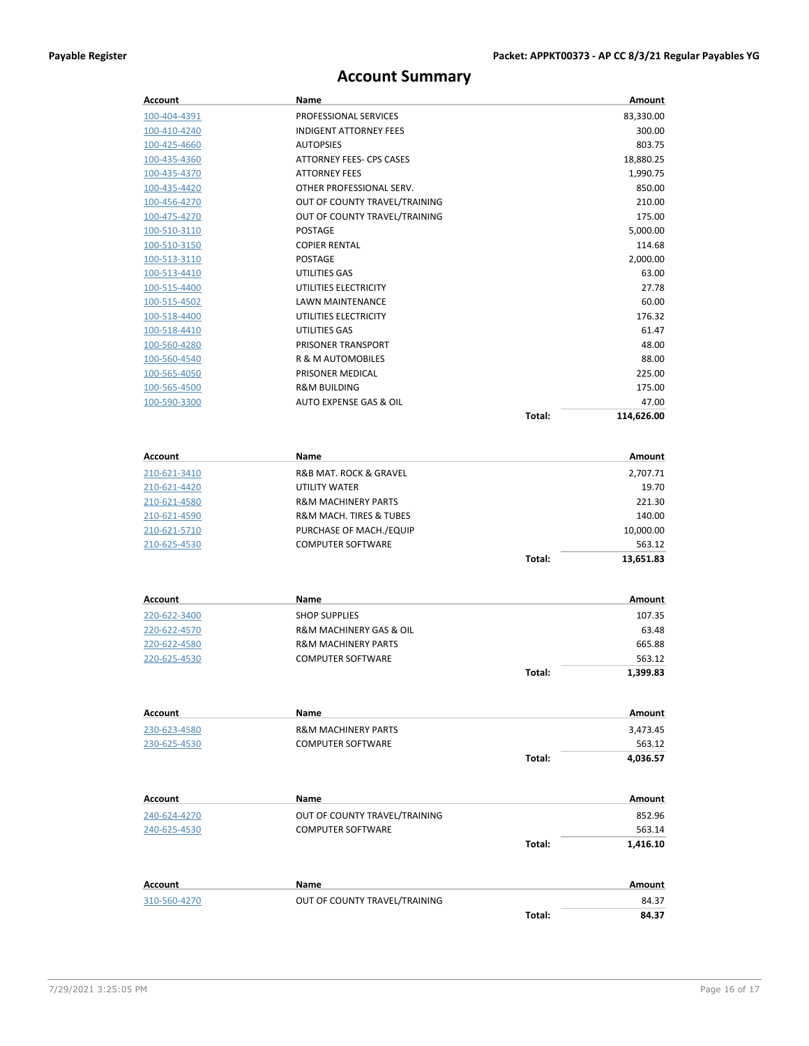# Account Summary

| Account | Name | | Amount |
|---|---|---|---|
| 100-404-4391 | PROFESSIONAL SERVICES | | 83,330.00 |
| 100-410-4240 | INDIGENT ATTORNEY FEES | | 300.00 |
| 100-425-4660 | AUTOPSIES | | 803.75 |
| 100-435-4360 | ATTORNEY FEES- CPS CASES | | 18,880.25 |
| 100-435-4370 | ATTORNEY FEES | | 1,990.75 |
| 100-435-4420 | OTHER PROFESSIONAL SERV. | | 850.00 |
| 100-456-4270 | OUT OF COUNTY TRAVEL/TRAINING | | 210.00 |
| 100-475-4270 | OUT OF COUNTY TRAVEL/TRAINING | | 175.00 |
| 100-510-3110 | POSTAGE | | 5,000.00 |
| 100-510-3150 | COPIER RENTAL | | 114.68 |
| 100-513-3110 | POSTAGE | | 2,000.00 |
| 100-513-4410 | UTILITIES GAS | | 63.00 |
| 100-515-4400 | UTILITIES ELECTRICITY | | 27.78 |
| 100-515-4502 | LAWN MAINTENANCE | | 60.00 |
| 100-518-4400 | UTILITIES ELECTRICITY | | 176.32 |
| 100-518-4410 | UTILITIES GAS | | 61.47 |
| 100-560-4280 | PRISONER TRANSPORT | | 48.00 |
| 100-560-4540 | R & M AUTOMOBILES | | 88.00 |
| 100-565-4050 | PRISONER MEDICAL | | 225.00 |
| 100-565-4500 | R&M BUILDING | | 175.00 |
| 100-590-3300 | AUTO EXPENSE GAS & OIL | | 47.00 |
| | | **Total:** | **114,626.00** |

| Account | Name | | Amount |
|---|---|---|---|
| 210-621-3410 | R&B MAT. ROCK & GRAVEL | | 2,707.71 |
| 210-621-4420 | UTILITY WATER | | 19.70 |
| 210-621-4580 | R&M MACHINERY PARTS | | 221.30 |
| 210-621-4590 | R&M MACH. TIRES & TUBES | | 140.00 |
| 210-621-5710 | PURCHASE OF MACH./EQUIP | | 10,000.00 |
| 210-625-4530 | COMPUTER SOFTWARE | | 563.12 |
| | | **Total:** | **13,651.83** |

| Account | Name | | Amount |
|---|---|---|---|
| 220-622-3400 | SHOP SUPPLIES | | 107.35 |
| 220-622-4570 | R&M MACHINERY GAS & OIL | | 63.48 |
| 220-622-4580 | R&M MACHINERY PARTS | | 665.88 |
| 220-625-4530 | COMPUTER SOFTWARE | | 563.12 |
| | | **Total:** | **1,399.83** |

| Account | Name | | Amount |
|---|---|---|---|
| 230-623-4580 | R&M MACHINERY PARTS | | 3,473.45 |
| 230-625-4530 | COMPUTER SOFTWARE | | 563.12 |
| | | **Total:** | **4,036.57** |

| Account | Name | | Amount |
|---|---|---|---|
| 240-624-4270 | OUT OF COUNTY TRAVEL/TRAINING | | 852.96 |
| 240-625-4530 | COMPUTER SOFTWARE | | 563.14 |
| | | **Total:** | **1,416.10** |

| Account | Name | | Amount |
|---|---|---|---|
| 310-560-4270 | OUT OF COUNTY TRAVEL/TRAINING | | 84.37 |
| | | **Total:** | **84.37** |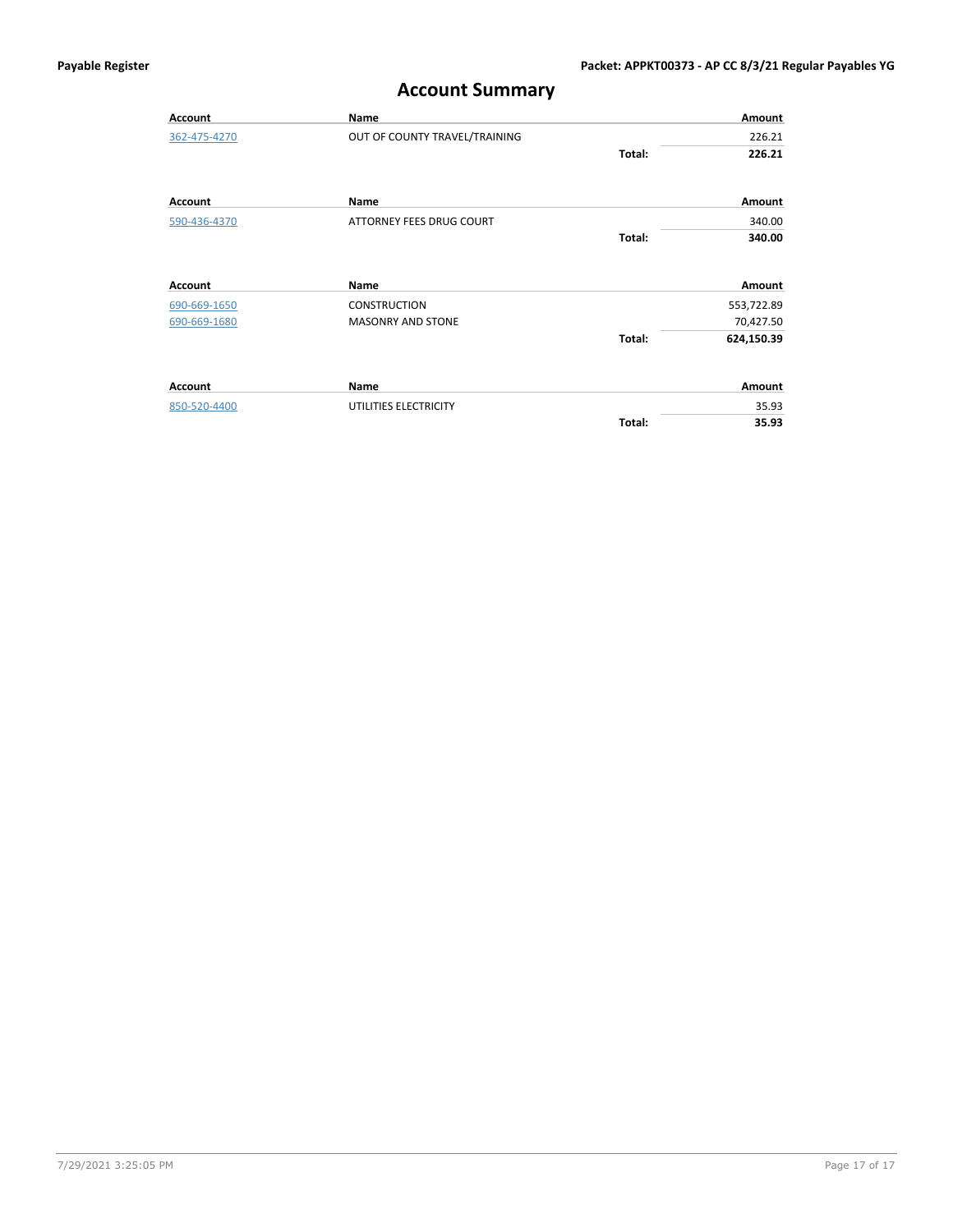# Account Summary

| Account | Name | | Amount |
|---|---|---|---|
| 362-475-4270 | OUT OF COUNTY TRAVEL/TRAINING | | 226.21 |
| | | **Total:** | **226.21** |

| Account | Name | | Amount |
|---|---|---|---|
| 590-436-4370 | ATTORNEY FEES DRUG COURT | | 340.00 |
| | | **Total:** | **340.00** |

| Account | Name | | Amount |
|---|---|---|---|
| 690-669-1650 | CONSTRUCTION | | 553,722.89 |
| 690-669-1680 | MASONRY AND STONE | | 70,427.50 |
| | | **Total:** | **624,150.39** |

| Account | Name | | Amount |
|---|---|---|---|
| 850-520-4400 | UTILITIES ELECTRICITY | | 35.93 |
| | | **Total:** | **35.93** |